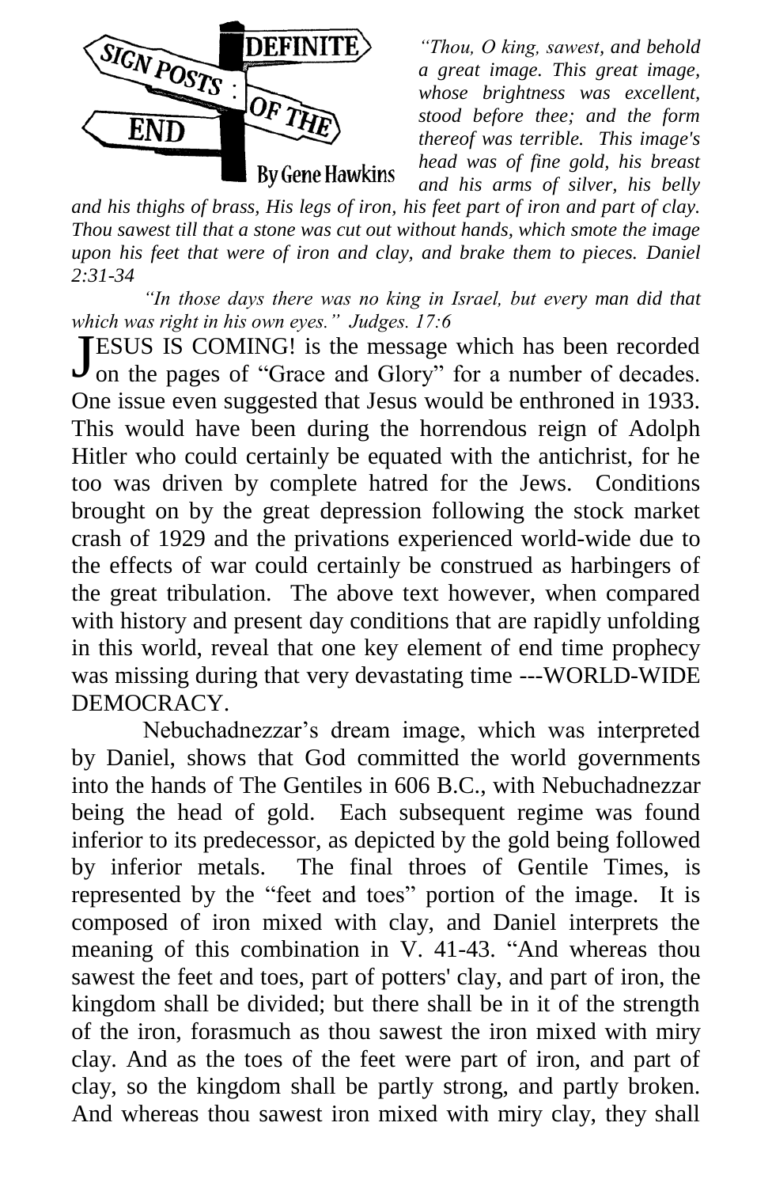# SIGN POSTS: DEFINITE OF THE END

By Gene Hawkins

*"Thou, O king, sawest, and behold a great image. This great image, whose brightness was excellent, stood before thee; and the form thereof was terrible. This image's head was of fine gold, his breast and his arms of silver, his belly and his thighs of brass, His legs of iron, his feet part of iron and part of clay. Thou sawest till that a stone was cut out without hands, which smote the image upon his feet that were of iron and clay, and brake them to pieces. Daniel 2:31-34*

*"In those days there was no king in Israel, but every man did that which was right in his own eyes." Judges. 17:6*

JESUS IS COMING! is the message which has been recorded on the pages of "Grace and Glory" for a number of decades. One issue even suggested that Jesus would be enthroned in 1933. This would have been during the horrendous reign of Adolph Hitler who could certainly be equated with the antichrist, for he too was driven by complete hatred for the Jews. Conditions brought on by the great depression following the stock market crash of 1929 and the privations experienced world-wide due to the effects of war could certainly be construed as harbingers of the great tribulation. The above text however, when compared with history and present day conditions that are rapidly unfolding in this world, reveal that one key element of end time prophecy was missing during that very devastating time ---WORLD-WIDE DEMOCRACY.

Nebuchadnezzar's dream image, which was interpreted by Daniel, shows that God committed the world governments into the hands of The Gentiles in 606 B.C., with Nebuchadnezzar being the head of gold. Each subsequent regime was found inferior to its predecessor, as depicted by the gold being followed by inferior metals. The final throes of Gentile Times, is represented by the "feet and toes" portion of the image. It is composed of iron mixed with clay, and Daniel interprets the meaning of this combination in V. 41-43. "And whereas thou sawest the feet and toes, part of potters' clay, and part of iron, the kingdom shall be divided; but there shall be in it of the strength of the iron, forasmuch as thou sawest the iron mixed with miry clay. And as the toes of the feet were part of iron, and part of clay, so the kingdom shall be partly strong, and partly broken. And whereas thou sawest iron mixed with miry clay, they shall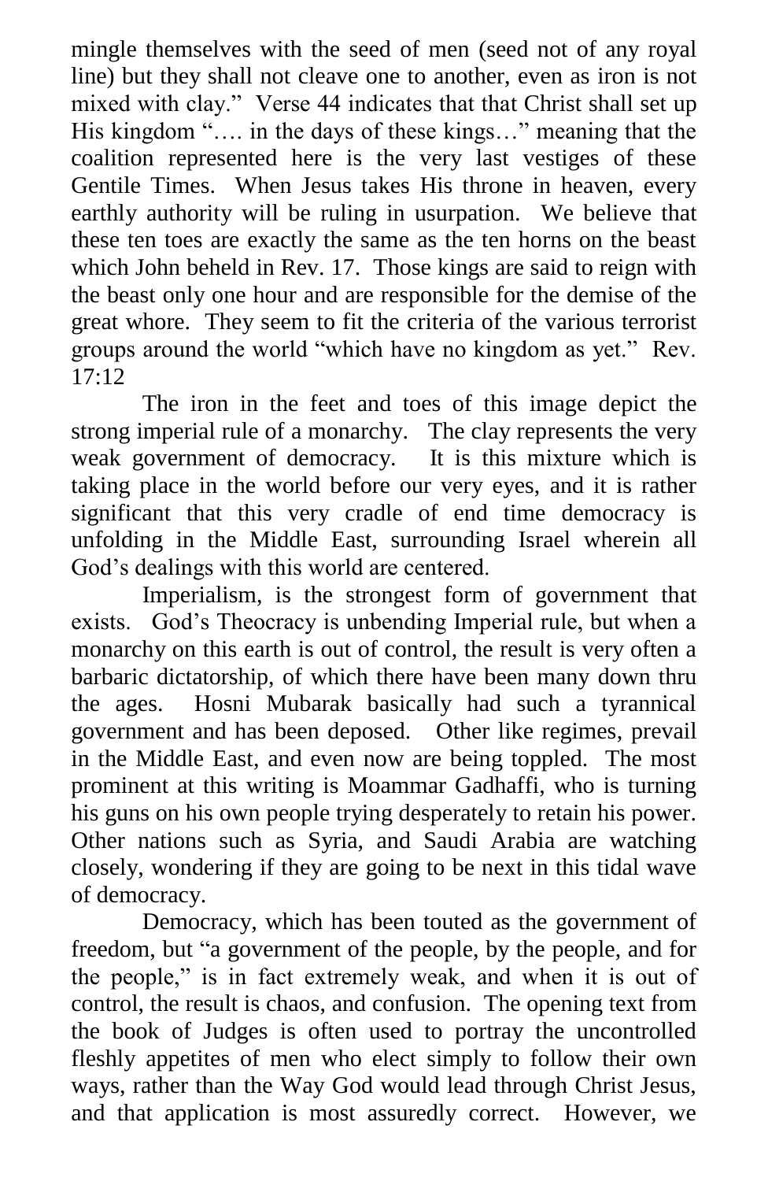mingle themselves with the seed of men (seed not of any royal line) but they shall not cleave one to another, even as iron is not mixed with clay." Verse 44 indicates that that Christ shall set up His kingdom "…. in the days of these kings…" meaning that the coalition represented here is the very last vestiges of these Gentile Times. When Jesus takes His throne in heaven, every earthly authority will be ruling in usurpation. We believe that these ten toes are exactly the same as the ten horns on the beast which John beheld in Rev. 17. Those kings are said to reign with the beast only one hour and are responsible for the demise of the great whore. They seem to fit the criteria of the various terrorist groups around the world "which have no kingdom as yet." Rev. 17:12

The iron in the feet and toes of this image depict the strong imperial rule of a monarchy. The clay represents the very weak government of democracy. It is this mixture which is taking place in the world before our very eyes, and it is rather significant that this very cradle of end time democracy is unfolding in the Middle East, surrounding Israel wherein all God's dealings with this world are centered.

Imperialism, is the strongest form of government that exists. God's Theocracy is unbending Imperial rule, but when a monarchy on this earth is out of control, the result is very often a barbaric dictatorship, of which there have been many down thru the ages. Hosni Mubarak basically had such a tyrannical government and has been deposed. Other like regimes, prevail in the Middle East, and even now are being toppled. The most prominent at this writing is Moammar Gadhaffi, who is turning his guns on his own people trying desperately to retain his power. Other nations such as Syria, and Saudi Arabia are watching closely, wondering if they are going to be next in this tidal wave of democracy.

Democracy, which has been touted as the government of freedom, but "a government of the people, by the people, and for the people," is in fact extremely weak, and when it is out of control, the result is chaos, and confusion. The opening text from the book of Judges is often used to portray the uncontrolled fleshly appetites of men who elect simply to follow their own ways, rather than the Way God would lead through Christ Jesus, and that application is most assuredly correct. However, we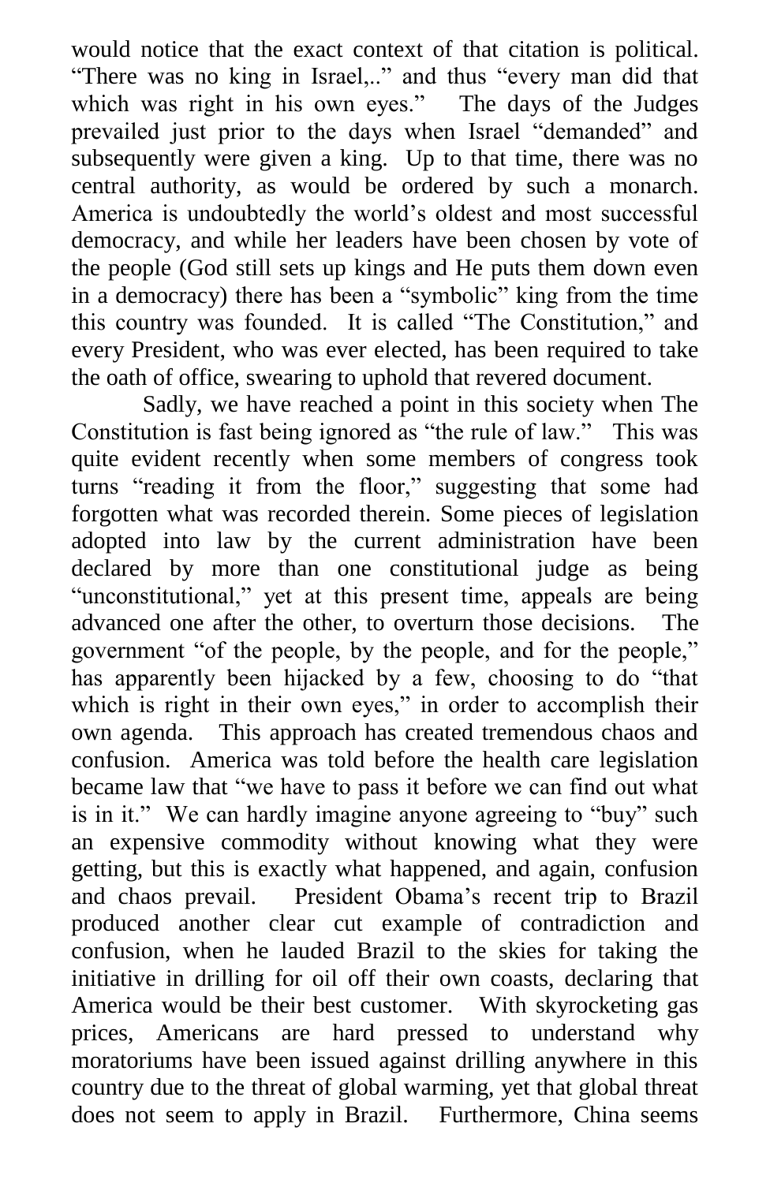would notice that the exact context of that citation is political. "There was no king in Israel,.." and thus "every man did that which was right in his own eyes." The days of the Judges prevailed just prior to the days when Israel "demanded" and subsequently were given a king. Up to that time, there was no central authority, as would be ordered by such a monarch. America is undoubtedly the world's oldest and most successful democracy, and while her leaders have been chosen by vote of the people (God still sets up kings and He puts them down even in a democracy) there has been a "symbolic" king from the time this country was founded. It is called "The Constitution," and every President, who was ever elected, has been required to take the oath of office, swearing to uphold that revered document.

Sadly, we have reached a point in this society when The Constitution is fast being ignored as "the rule of law." This was quite evident recently when some members of congress took turns "reading it from the floor," suggesting that some had forgotten what was recorded therein. Some pieces of legislation adopted into law by the current administration have been declared by more than one constitutional judge as being "unconstitutional," yet at this present time, appeals are being advanced one after the other, to overturn those decisions. The government "of the people, by the people, and for the people," has apparently been hijacked by a few, choosing to do "that which is right in their own eyes," in order to accomplish their own agenda. This approach has created tremendous chaos and confusion. America was told before the health care legislation became law that "we have to pass it before we can find out what is in it." We can hardly imagine anyone agreeing to "buy" such an expensive commodity without knowing what they were getting, but this is exactly what happened, and again, confusion and chaos prevail. President Obama's recent trip to Brazil produced another clear cut example of contradiction and confusion, when he lauded Brazil to the skies for taking the initiative in drilling for oil off their own coasts, declaring that America would be their best customer. With skyrocketing gas prices, Americans are hard pressed to understand why moratoriums have been issued against drilling anywhere in this country due to the threat of global warming, yet that global threat does not seem to apply in Brazil. Furthermore, China seems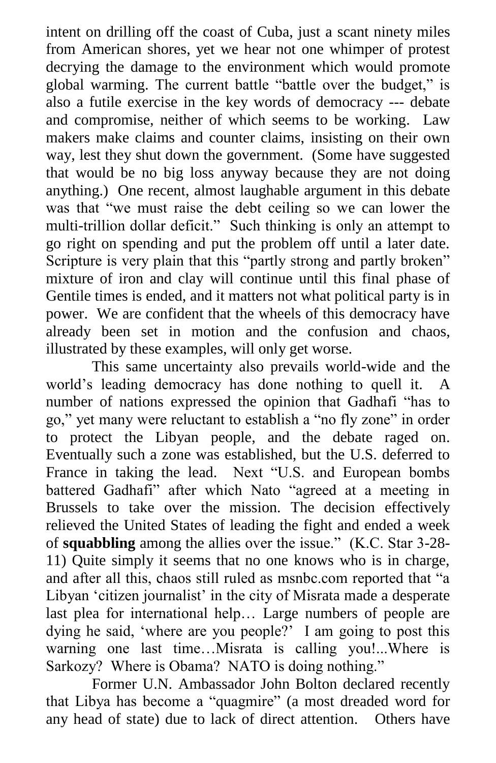intent on drilling off the coast of Cuba, just a scant ninety miles from American shores, yet we hear not one whimper of protest decrying the damage to the environment which would promote global warming. The current battle "battle over the budget," is also a futile exercise in the key words of democracy --- debate and compromise, neither of which seems to be working. Law makers make claims and counter claims, insisting on their own way, lest they shut down the government. (Some have suggested that would be no big loss anyway because they are not doing anything.) One recent, almost laughable argument in this debate was that "we must raise the debt ceiling so we can lower the multi-trillion dollar deficit." Such thinking is only an attempt to go right on spending and put the problem off until a later date. Scripture is very plain that this "partly strong and partly broken" mixture of iron and clay will continue until this final phase of Gentile times is ended, and it matters not what political party is in power. We are confident that the wheels of this democracy have already been set in motion and the confusion and chaos, illustrated by these examples, will only get worse.

This same uncertainty also prevails world-wide and the world's leading democracy has done nothing to quell it. A number of nations expressed the opinion that Gadhafi "has to go," yet many were reluctant to establish a "no fly zone" in order to protect the Libyan people, and the debate raged on. Eventually such a zone was established, but the U.S. deferred to France in taking the lead. Next "U.S. and European bombs battered Gadhafi" after which Nato "agreed at a meeting in Brussels to take over the mission. The decision effectively relieved the United States of leading the fight and ended a week of **squabbling** among the allies over the issue." (K.C. Star 3-28-11) Quite simply it seems that no one knows who is in charge, and after all this, chaos still ruled as msnbc.com reported that "a Libyan 'citizen journalist' in the city of Misrata made a desperate last plea for international help… Large numbers of people are dying he said, 'where are you people?' I am going to post this warning one last time…Misrata is calling you!...Where is Sarkozy? Where is Obama? NATO is doing nothing."

Former U.N. Ambassador John Bolton declared recently that Libya has become a "quagmire" (a most dreaded word for any head of state) due to lack of direct attention. Others have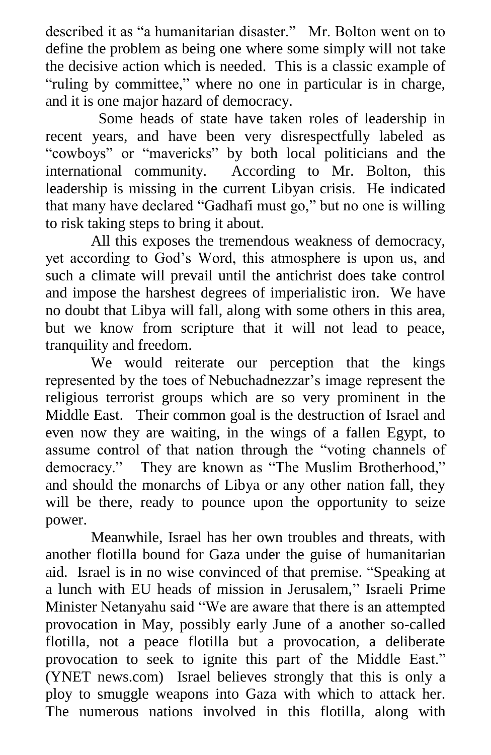described it as "a humanitarian disaster." Mr. Bolton went on to define the problem as being one where some simply will not take the decisive action which is needed. This is a classic example of "ruling by committee," where no one in particular is in charge, and it is one major hazard of democracy.

Some heads of state have taken roles of leadership in recent years, and have been very disrespectfully labeled as "cowboys" or "mavericks" by both local politicians and the international community. According to Mr. Bolton, this leadership is missing in the current Libyan crisis. He indicated that many have declared "Gadhafi must go," but no one is willing to risk taking steps to bring it about.

All this exposes the tremendous weakness of democracy, yet according to God's Word, this atmosphere is upon us, and such a climate will prevail until the antichrist does take control and impose the harshest degrees of imperialistic iron. We have no doubt that Libya will fall, along with some others in this area, but we know from scripture that it will not lead to peace, tranquility and freedom.

We would reiterate our perception that the kings represented by the toes of Nebuchadnezzar's image represent the religious terrorist groups which are so very prominent in the Middle East. Their common goal is the destruction of Israel and even now they are waiting, in the wings of a fallen Egypt, to assume control of that nation through the "voting channels of democracy." They are known as "The Muslim Brotherhood," and should the monarchs of Libya or any other nation fall, they will be there, ready to pounce upon the opportunity to seize power.

Meanwhile, Israel has her own troubles and threats, with another flotilla bound for Gaza under the guise of humanitarian aid. Israel is in no wise convinced of that premise. "Speaking at a lunch with EU heads of mission in Jerusalem," Israeli Prime Minister Netanyahu said "We are aware that there is an attempted provocation in May, possibly early June of a another so-called flotilla, not a peace flotilla but a provocation, a deliberate provocation to seek to ignite this part of the Middle East." (YNET news.com) Israel believes strongly that this is only a ploy to smuggle weapons into Gaza with which to attack her. The numerous nations involved in this flotilla, along with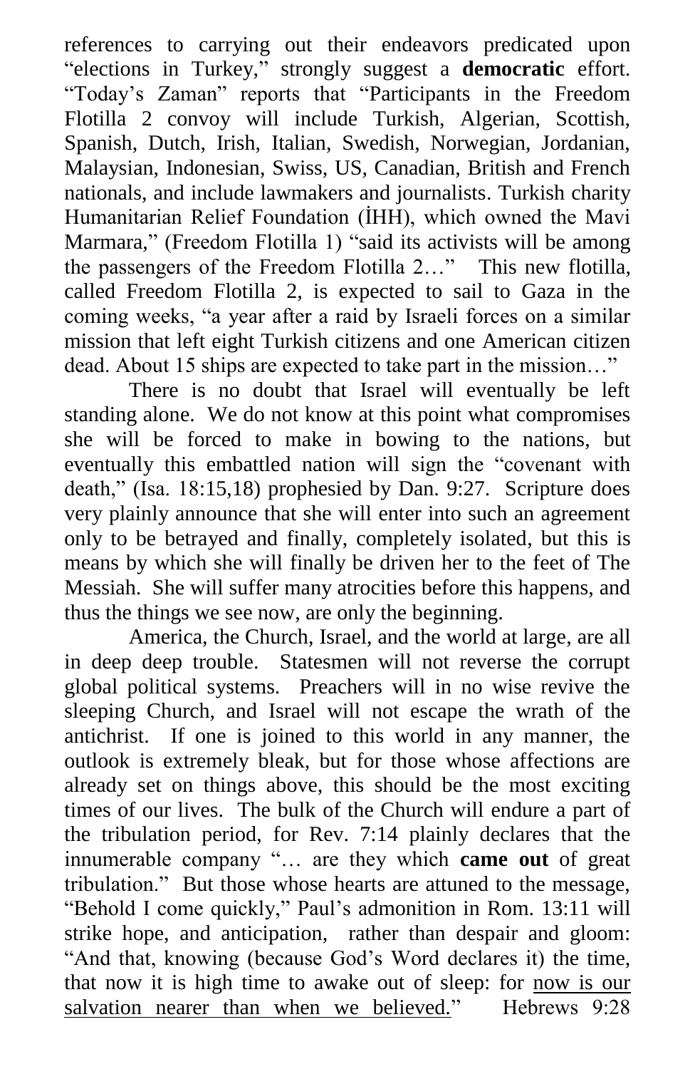references to carrying out their endeavors predicated upon "elections in Turkey," strongly suggest a **democratic** effort. "Today's Zaman" reports that "Participants in the Freedom Flotilla 2 convoy will include Turkish, Algerian, Scottish, Spanish, Dutch, Irish, Italian, Swedish, Norwegian, Jordanian, Malaysian, Indonesian, Swiss, US, Canadian, British and French nationals, and include lawmakers and journalists. Turkish charity Humanitarian Relief Foundation (İHH), which owned the Mavi Marmara," (Freedom Flotilla 1) "said its activists will be among the passengers of the Freedom Flotilla 2…" This new flotilla, called Freedom Flotilla 2, is expected to sail to Gaza in the coming weeks, "a year after a raid by Israeli forces on a similar mission that left eight Turkish citizens and one American citizen dead. About 15 ships are expected to take part in the mission…"

There is no doubt that Israel will eventually be left standing alone. We do not know at this point what compromises she will be forced to make in bowing to the nations, but eventually this embattled nation will sign the "covenant with death," (Isa. 18:15,18) prophesied by Dan. 9:27. Scripture does very plainly announce that she will enter into such an agreement only to be betrayed and finally, completely isolated, but this is means by which she will finally be driven her to the feet of The Messiah. She will suffer many atrocities before this happens, and thus the things we see now, are only the beginning.

America, the Church, Israel, and the world at large, are all in deep deep trouble. Statesmen will not reverse the corrupt global political systems. Preachers will in no wise revive the sleeping Church, and Israel will not escape the wrath of the antichrist. If one is joined to this world in any manner, the outlook is extremely bleak, but for those whose affections are already set on things above, this should be the most exciting times of our lives. The bulk of the Church will endure a part of the tribulation period, for Rev. 7:14 plainly declares that the innumerable company "… are they which **came out** of great tribulation." But those whose hearts are attuned to the message, "Behold I come quickly," Paul's admonition in Rom. 13:11 will strike hope, and anticipation, rather than despair and gloom: "And that, knowing (because God's Word declares it) the time, that now it is high time to awake out of sleep: for <u>now is our salvation nearer than when we believed.</u>" Hebrews 9:28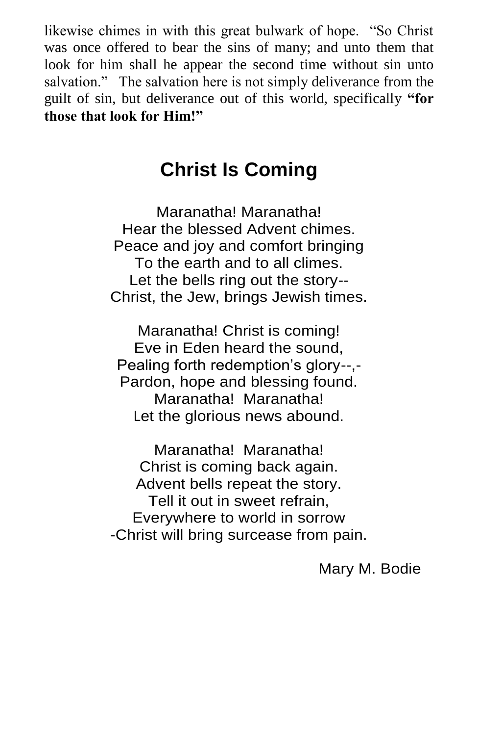likewise chimes in with this great bulwark of hope. "So Christ was once offered to bear the sins of many; and unto them that look for him shall he appear the second time without sin unto salvation." The salvation here is not simply deliverance from the guilt of sin, but deliverance out of this world, specifically **"for those that look for Him!"**

## Christ Is Coming

Maranatha! Maranatha!  
Hear the blessed Advent chimes.  
Peace and joy and comfort bringing  
To the earth and to all climes.  
Let the bells ring out the story--  
Christ, the Jew, brings Jewish times.

Maranatha! Christ is coming!  
Eve in Eden heard the sound,  
Pealing forth redemption's glory--,-  
Pardon, hope and blessing found.  
Maranatha! Maranatha!  
Let the glorious news abound.

Maranatha! Maranatha!  
Christ is coming back again.  
Advent bells repeat the story.  
Tell it out in sweet refrain,  
Everywhere to world in sorrow  
-Christ will bring surcease from pain.

Mary M. Bodie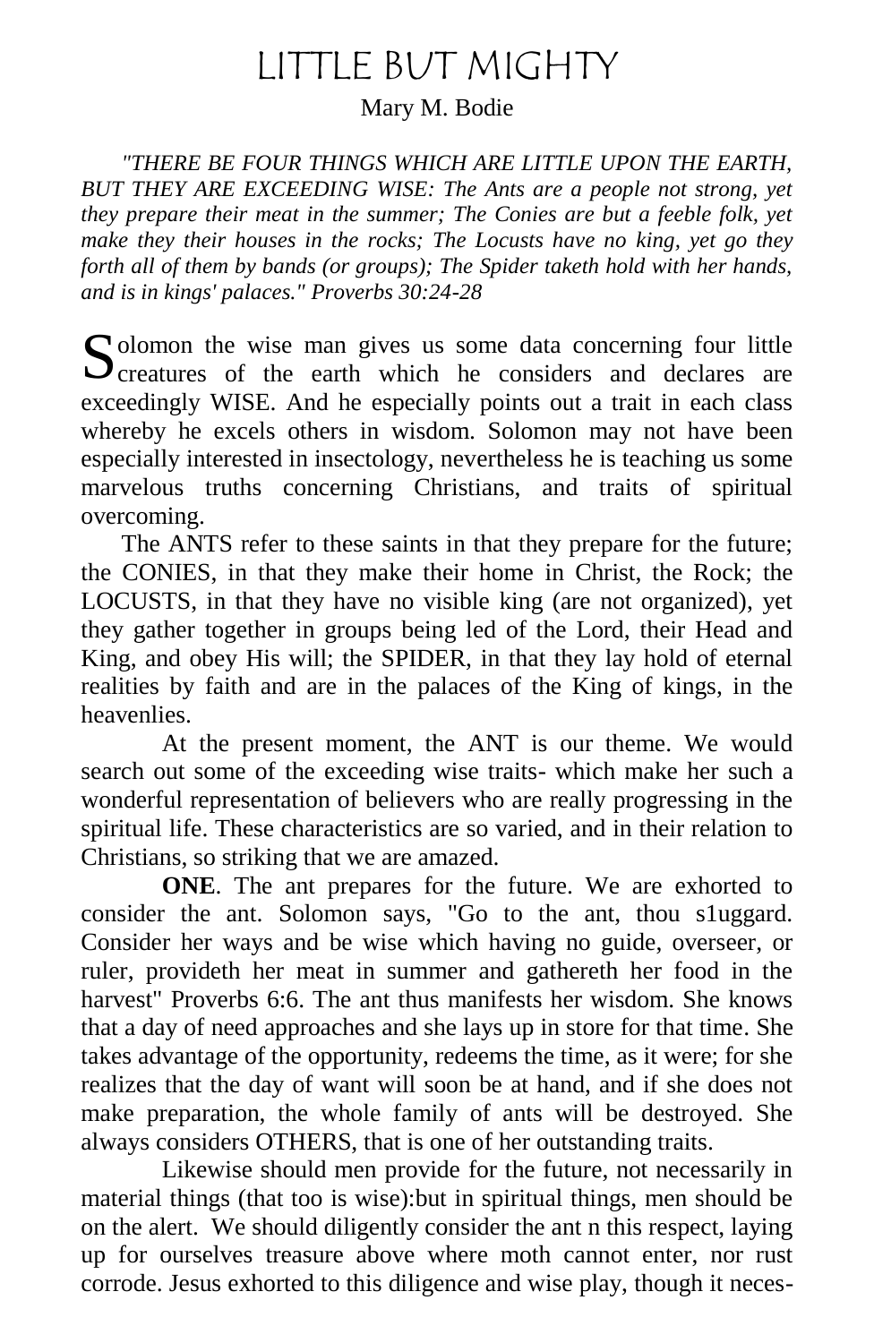# LITTLE BUT MIGHTY

Mary M. Bodie

*"THERE BE FOUR THINGS WHICH ARE LITTLE UPON THE EARTH, BUT THEY ARE EXCEEDING WISE: The Ants are a people not strong, yet they prepare their meat in the summer; The Conies are but a feeble folk, yet make they their houses in the rocks; The Locusts have no king, yet go they forth all of them by bands (or groups); The Spider taketh hold with her hands, and is in kings' palaces." Proverbs 30:24-28*

Solomon the wise man gives us some data concerning four little creatures of the earth which he considers and declares are exceedingly WISE. And he especially points out a trait in each class whereby he excels others in wisdom. Solomon may not have been especially interested in insectology, nevertheless he is teaching us some marvelous truths concerning Christians, and traits of spiritual overcoming.

The ANTS refer to these saints in that they prepare for the future; the CONIES, in that they make their home in Christ, the Rock; the LOCUSTS, in that they have no visible king (are not organized), yet they gather together in groups being led of the Lord, their Head and King, and obey His will; the SPIDER, in that they lay hold of eternal realities by faith and are in the palaces of the King of kings, in the heavenlies.

At the present moment, the ANT is our theme. We would search out some of the exceeding wise traits- which make her such a wonderful representation of believers who are really progressing in the spiritual life. These characteristics are so varied, and in their relation to Christians, so striking that we are amazed.

**ONE**. The ant prepares for the future. We are exhorted to consider the ant. Solomon says, "Go to the ant, thou s1uggard. Consider her ways and be wise which having no guide, overseer, or ruler, provideth her meat in summer and gathereth her food in the harvest" Proverbs 6:6. The ant thus manifests her wisdom. She knows that a day of need approaches and she lays up in store for that time. She takes advantage of the opportunity, redeems the time, as it were; for she realizes that the day of want will soon be at hand, and if she does not make preparation, the whole family of ants will be destroyed. She always considers OTHERS, that is one of her outstanding traits.

Likewise should men provide for the future, not necessarily in material things (that too is wise):but in spiritual things, men should be on the alert. We should diligently consider the ant n this respect, laying up for ourselves treasure above where moth cannot enter, nor rust corrode. Jesus exhorted to this diligence and wise play, though it neces-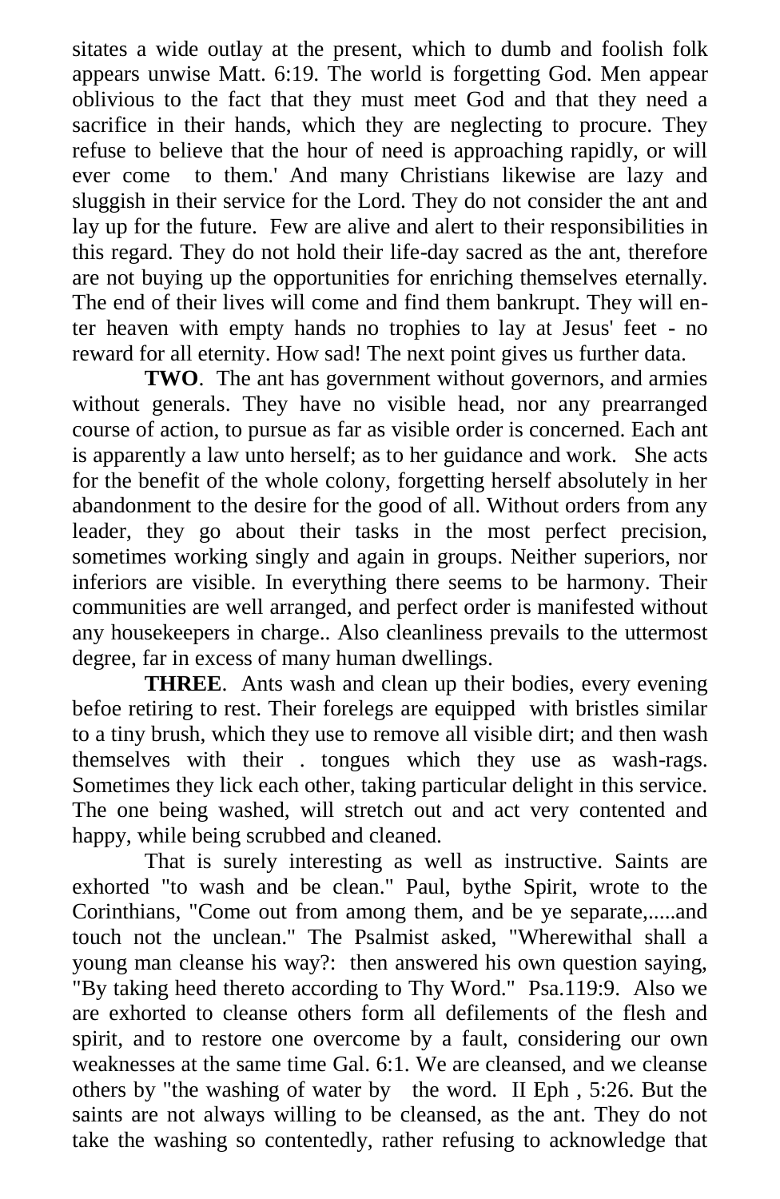sitates a wide outlay at the present, which to dumb and foolish folk appears unwise Matt. 6:19. The world is forgetting God. Men appear oblivious to the fact that they must meet God and that they need a sacrifice in their hands, which they are neglecting to procure. They refuse to believe that the hour of need is approaching rapidly, or will ever come to them.' And many Christians likewise are lazy and sluggish in their service for the Lord. They do not consider the ant and lay up for the future. Few are alive and alert to their responsibilities in this regard. They do not hold their life-day sacred as the ant, therefore are not buying up the opportunities for enriching themselves eternally. The end of their lives will come and find them bankrupt. They will enter heaven with empty hands no trophies to lay at Jesus' feet - no reward for all eternity. How sad! The next point gives us further data.

**TWO**. The ant has government without governors, and armies without generals. They have no visible head, nor any prearranged course of action, to pursue as far as visible order is concerned. Each ant is apparently a law unto herself; as to her guidance and work. She acts for the benefit of the whole colony, forgetting herself absolutely in her abandonment to the desire for the good of all. Without orders from any leader, they go about their tasks in the most perfect precision, sometimes working singly and again in groups. Neither superiors, nor inferiors are visible. In everything there seems to be harmony. Their communities are well arranged, and perfect order is manifested without any housekeepers in charge.. Also cleanliness prevails to the uttermost degree, far in excess of many human dwellings.

**THREE**. Ants wash and clean up their bodies, every evening befoe retiring to rest. Their forelegs are equipped with bristles similar to a tiny brush, which they use to remove all visible dirt; and then wash themselves with their . tongues which they use as wash-rags. Sometimes they lick each other, taking particular delight in this service. The one being washed, will stretch out and act very contented and happy, while being scrubbed and cleaned.

That is surely interesting as well as instructive. Saints are exhorted "to wash and be clean." Paul, bythe Spirit, wrote to the Corinthians, "Come out from among them, and be ye separate,.....and touch not the unclean." The Psalmist asked, "Wherewithal shall a young man cleanse his way?: then answered his own question saying, "By taking heed thereto according to Thy Word." Psa.119:9. Also we are exhorted to cleanse others form all defilements of the flesh and spirit, and to restore one overcome by a fault, considering our own weaknesses at the same time Gal. 6:1. We are cleansed, and we cleanse others by "the washing of water by the word. II Eph , 5:26. But the saints are not always willing to be cleansed, as the ant. They do not take the washing so contentedly, rather refusing to acknowledge that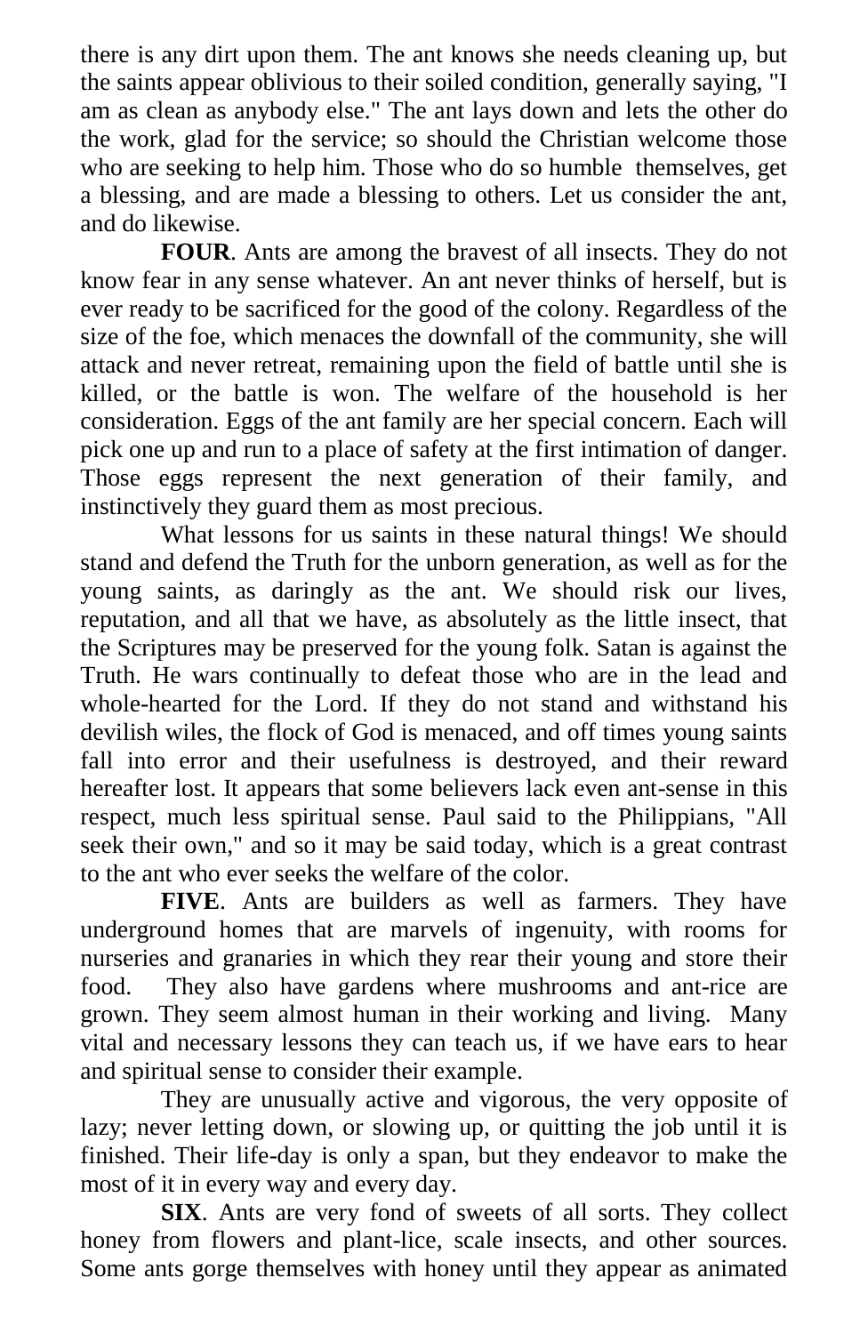there is any dirt upon them. The ant knows she needs cleaning up, but the saints appear oblivious to their soiled condition, generally saying, "I am as clean as anybody else." The ant lays down and lets the other do the work, glad for the service; so should the Christian welcome those who are seeking to help him. Those who do so humble themselves, get a blessing, and are made a blessing to others. Let us consider the ant, and do likewise.

**FOUR**. Ants are among the bravest of all insects. They do not know fear in any sense whatever. An ant never thinks of herself, but is ever ready to be sacrificed for the good of the colony. Regardless of the size of the foe, which menaces the downfall of the community, she will attack and never retreat, remaining upon the field of battle until she is killed, or the battle is won. The welfare of the household is her consideration. Eggs of the ant family are her special concern. Each will pick one up and run to a place of safety at the first intimation of danger. Those eggs represent the next generation of their family, and instinctively they guard them as most precious.

What lessons for us saints in these natural things! We should stand and defend the Truth for the unborn generation, as well as for the young saints, as daringly as the ant. We should risk our lives, reputation, and all that we have, as absolutely as the little insect, that the Scriptures may be preserved for the young folk. Satan is against the Truth. He wars continually to defeat those who are in the lead and whole-hearted for the Lord. If they do not stand and withstand his devilish wiles, the flock of God is menaced, and off times young saints fall into error and their usefulness is destroyed, and their reward hereafter lost. It appears that some believers lack even ant-sense in this respect, much less spiritual sense. Paul said to the Philippians, "All seek their own," and so it may be said today, which is a great contrast to the ant who ever seeks the welfare of the color.

**FIVE**. Ants are builders as well as farmers. They have underground homes that are marvels of ingenuity, with rooms for nurseries and granaries in which they rear their young and store their food. They also have gardens where mushrooms and ant-rice are grown. They seem almost human in their working and living. Many vital and necessary lessons they can teach us, if we have ears to hear and spiritual sense to consider their example.

They are unusually active and vigorous, the very opposite of lazy; never letting down, or slowing up, or quitting the job until it is finished. Their life-day is only a span, but they endeavor to make the most of it in every way and every day.

**SIX**. Ants are very fond of sweets of all sorts. They collect honey from flowers and plant-lice, scale insects, and other sources. Some ants gorge themselves with honey until they appear as animated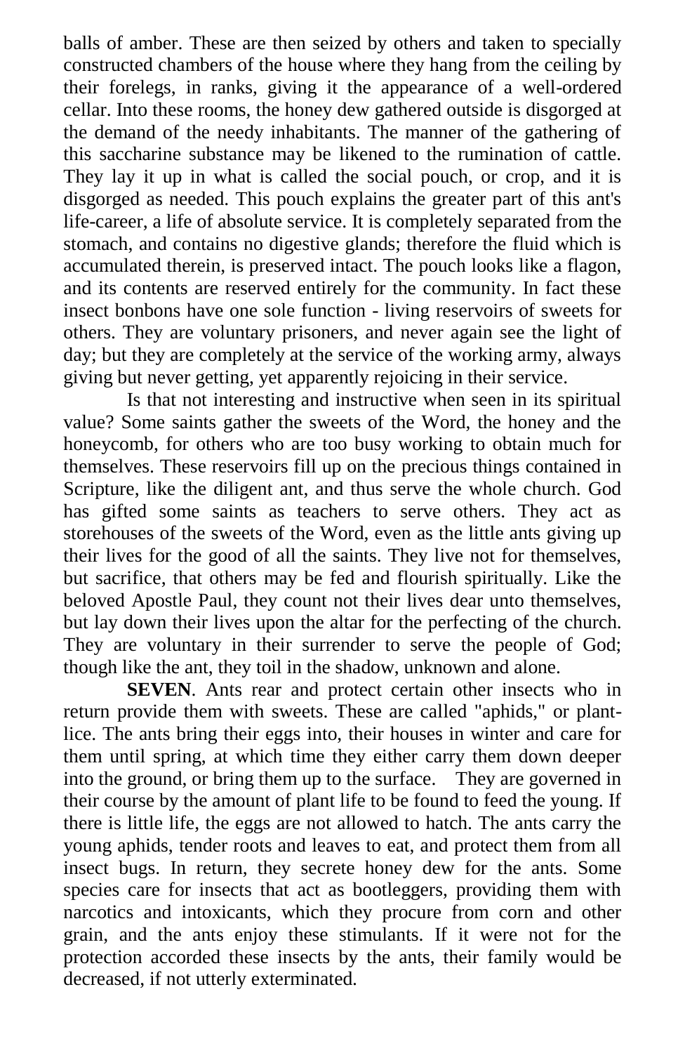balls of amber. These are then seized by others and taken to specially constructed chambers of the house where they hang from the ceiling by their forelegs, in ranks, giving it the appearance of a well-ordered cellar. Into these rooms, the honey dew gathered outside is disgorged at the demand of the needy inhabitants. The manner of the gathering of this saccharine substance may be likened to the rumination of cattle. They lay it up in what is called the social pouch, or crop, and it is disgorged as needed. This pouch explains the greater part of this ant's life-career, a life of absolute service. It is completely separated from the stomach, and contains no digestive glands; therefore the fluid which is accumulated therein, is preserved intact. The pouch looks like a flagon, and its contents are reserved entirely for the community. In fact these insect bonbons have one sole function - living reservoirs of sweets for others. They are voluntary prisoners, and never again see the light of day; but they are completely at the service of the working army, always giving but never getting, yet apparently rejoicing in their service.

Is that not interesting and instructive when seen in its spiritual value? Some saints gather the sweets of the Word, the honey and the honeycomb, for others who are too busy working to obtain much for themselves. These reservoirs fill up on the precious things contained in Scripture, like the diligent ant, and thus serve the whole church. God has gifted some saints as teachers to serve others. They act as storehouses of the sweets of the Word, even as the little ants giving up their lives for the good of all the saints. They live not for themselves, but sacrifice, that others may be fed and flourish spiritually. Like the beloved Apostle Paul, they count not their lives dear unto themselves, but lay down their lives upon the altar for the perfecting of the church. They are voluntary in their surrender to serve the people of God; though like the ant, they toil in the shadow, unknown and alone.

**SEVEN**. Ants rear and protect certain other insects who in return provide them with sweets. These are called "aphids," or plant-lice. The ants bring their eggs into, their houses in winter and care for them until spring, at which time they either carry them down deeper into the ground, or bring them up to the surface. They are governed in their course by the amount of plant life to be found to feed the young. If there is little life, the eggs are not allowed to hatch. The ants carry the young aphids, tender roots and leaves to eat, and protect them from all insect bugs. In return, they secrete honey dew for the ants. Some species care for insects that act as bootleggers, providing them with narcotics and intoxicants, which they procure from corn and other grain, and the ants enjoy these stimulants. If it were not for the protection accorded these insects by the ants, their family would be decreased, if not utterly exterminated.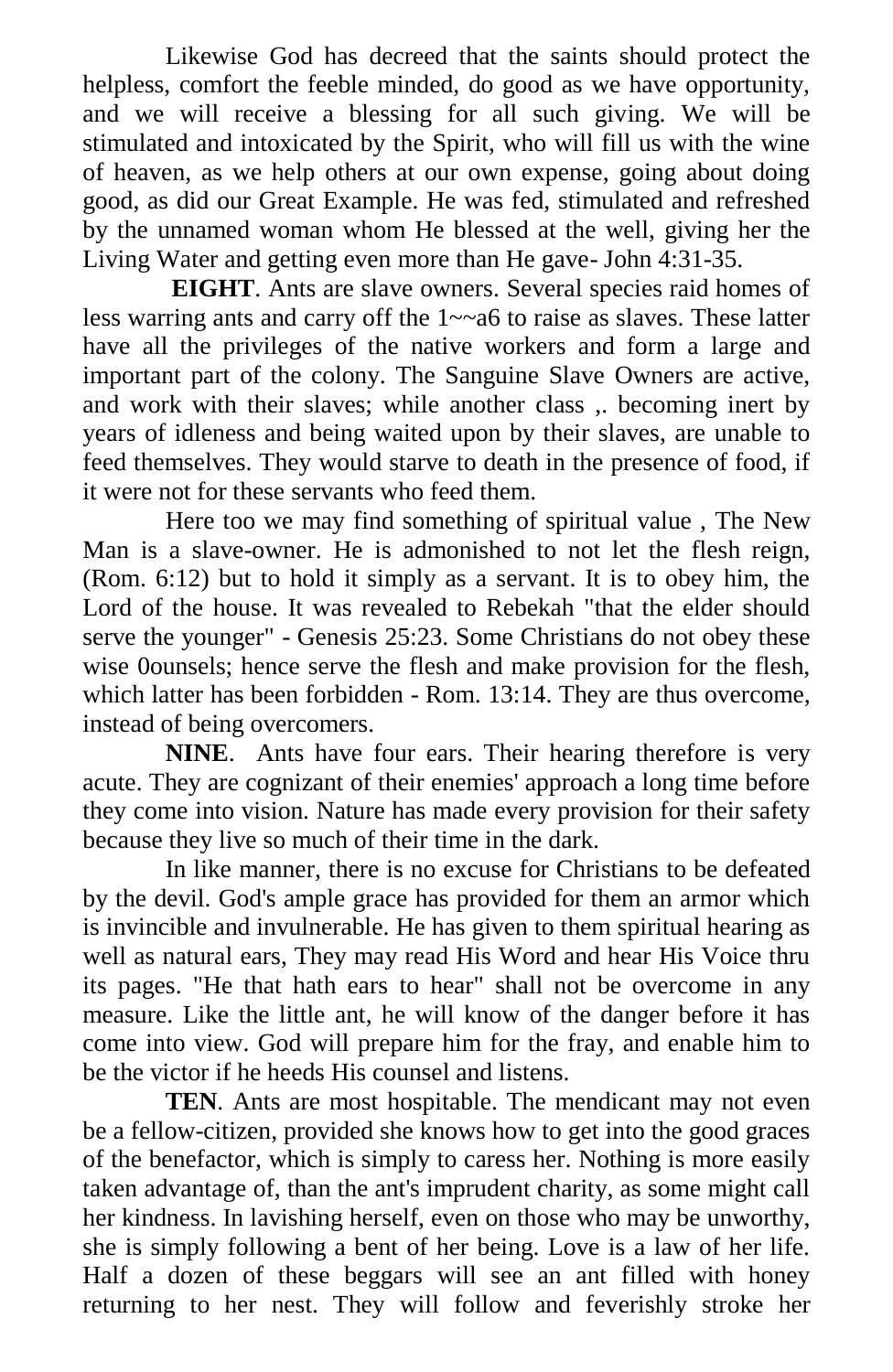Likewise God has decreed that the saints should protect the helpless, comfort the feeble minded, do good as we have opportunity, and we will receive a blessing for all such giving. We will be stimulated and intoxicated by the Spirit, who will fill us with the wine of heaven, as we help others at our own expense, going about doing good, as did our Great Example. He was fed, stimulated and refreshed by the unnamed woman whom He blessed at the well, giving her the Living Water and getting even more than He gave- John 4:31-35.

**EIGHT**. Ants are slave owners. Several species raid homes of less warring ants and carry off the 1~~a6 to raise as slaves. These latter have all the privileges of the native workers and form a large and important part of the colony. The Sanguine Slave Owners are active, and work with their slaves; while another class ,. becoming inert by years of idleness and being waited upon by their slaves, are unable to feed themselves. They would starve to death in the presence of food, if it were not for these servants who feed them.

Here too we may find something of spiritual value , The New Man is a slave-owner. He is admonished to not let the flesh reign, (Rom. 6:12) but to hold it simply as a servant. It is to obey him, the Lord of the house. It was revealed to Rebekah "that the elder should serve the younger" - Genesis 25:23. Some Christians do not obey these wise 0ounsels; hence serve the flesh and make provision for the flesh, which latter has been forbidden - Rom. 13:14. They are thus overcome, instead of being overcomers.

**NINE**. Ants have four ears. Their hearing therefore is very acute. They are cognizant of their enemies' approach a long time before they come into vision. Nature has made every provision for their safety because they live so much of their time in the dark.

In like manner, there is no excuse for Christians to be defeated by the devil. God's ample grace has provided for them an armor which is invincible and invulnerable. He has given to them spiritual hearing as well as natural ears, They may read His Word and hear His Voice thru its pages. "He that hath ears to hear" shall not be overcome in any measure. Like the little ant, he will know of the danger before it has come into view. God will prepare him for the fray, and enable him to be the victor if he heeds His counsel and listens.

**TEN**. Ants are most hospitable. The mendicant may not even be a fellow-citizen, provided she knows how to get into the good graces of the benefactor, which is simply to caress her. Nothing is more easily taken advantage of, than the ant's imprudent charity, as some might call her kindness. In lavishing herself, even on those who may be unworthy, she is simply following a bent of her being. Love is a law of her life. Half a dozen of these beggars will see an ant filled with honey returning to her nest. They will follow and feverishly stroke her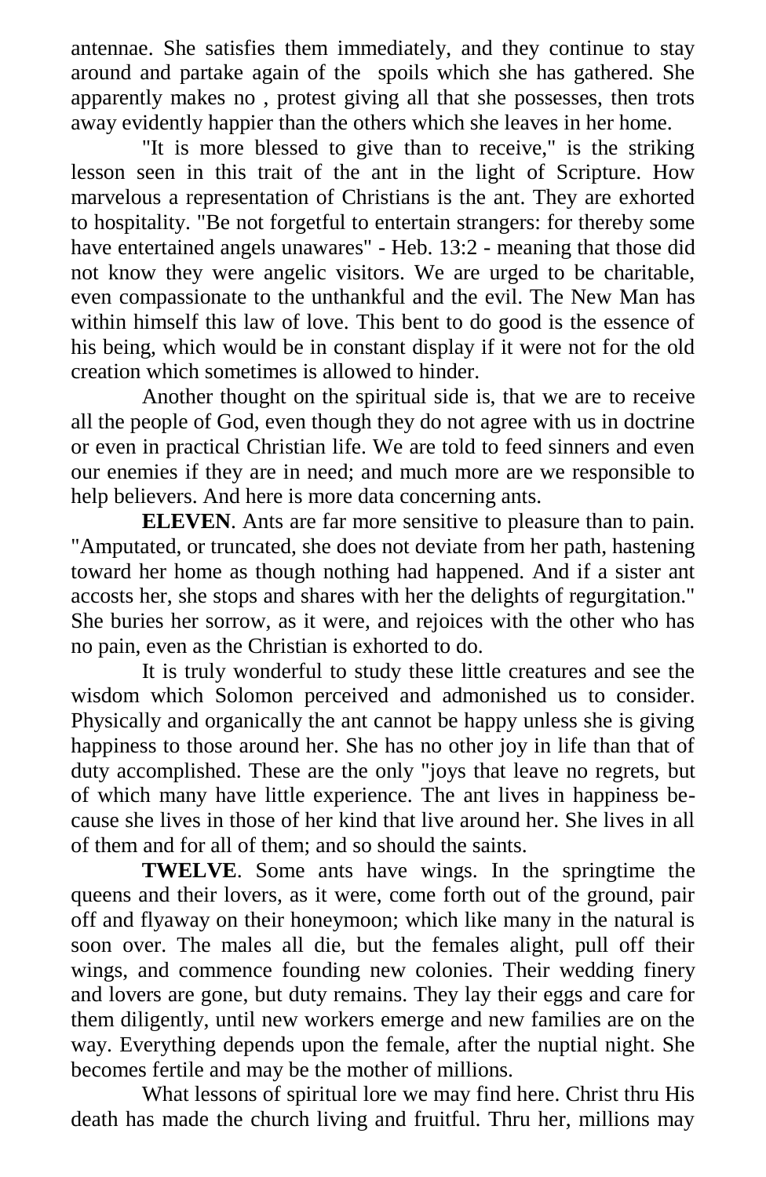antennae. She satisfies them immediately, and they continue to stay around and partake again of the spoils which she has gathered. She apparently makes no , protest giving all that she possesses, then trots away evidently happier than the others which she leaves in her home.

"It is more blessed to give than to receive," is the striking lesson seen in this trait of the ant in the light of Scripture. How marvelous a representation of Christians is the ant. They are exhorted to hospitality. "Be not forgetful to entertain strangers: for thereby some have entertained angels unawares" - Heb. 13:2 - meaning that those did not know they were angelic visitors. We are urged to be charitable, even compassionate to the unthankful and the evil. The New Man has within himself this law of love. This bent to do good is the essence of his being, which would be in constant display if it were not for the old creation which sometimes is allowed to hinder.

Another thought on the spiritual side is, that we are to receive all the people of God, even though they do not agree with us in doctrine or even in practical Christian life. We are told to feed sinners and even our enemies if they are in need; and much more are we responsible to help believers. And here is more data concerning ants.

**ELEVEN**. Ants are far more sensitive to pleasure than to pain. "Amputated, or truncated, she does not deviate from her path, hastening toward her home as though nothing had happened. And if a sister ant accosts her, she stops and shares with her the delights of regurgitation." She buries her sorrow, as it were, and rejoices with the other who has no pain, even as the Christian is exhorted to do.

It is truly wonderful to study these little creatures and see the wisdom which Solomon perceived and admonished us to consider. Physically and organically the ant cannot be happy unless she is giving happiness to those around her. She has no other joy in life than that of duty accomplished. These are the only "joys that leave no regrets, but of which many have little experience. The ant lives in happiness because she lives in those of her kind that live around her. She lives in all of them and for all of them; and so should the saints.

**TWELVE**. Some ants have wings. In the springtime the queens and their lovers, as it were, come forth out of the ground, pair off and flyaway on their honeymoon; which like many in the natural is soon over. The males all die, but the females alight, pull off their wings, and commence founding new colonies. Their wedding finery and lovers are gone, but duty remains. They lay their eggs and care for them diligently, until new workers emerge and new families are on the way. Everything depends upon the female, after the nuptial night. She becomes fertile and may be the mother of millions.

What lessons of spiritual lore we may find here. Christ thru His death has made the church living and fruitful. Thru her, millions may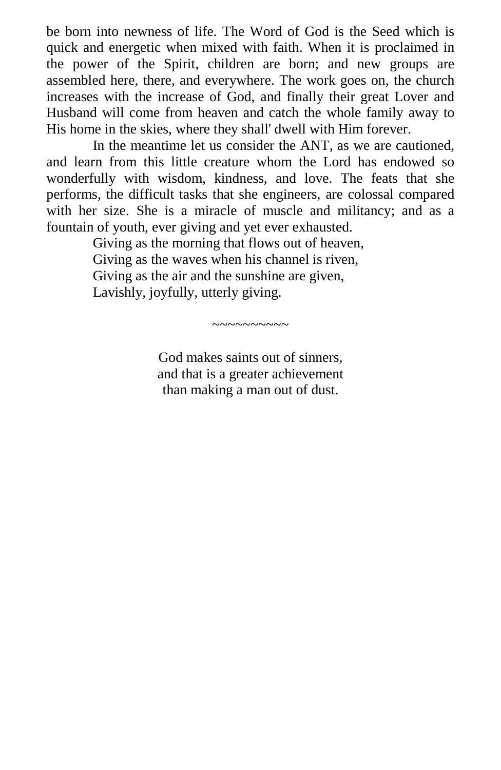be born into newness of life. The Word of God is the Seed which is quick and energetic when mixed with faith. When it is proclaimed in the power of the Spirit, children are born; and new groups are assembled here, there, and everywhere. The work goes on, the church increases with the increase of God, and finally their great Lover and Husband will come from heaven and catch the whole family away to His home in the skies, where they shall' dwell with Him forever.

In the meantime let us consider the ANT, as we are cautioned, and learn from this little creature whom the Lord has endowed so wonderfully with wisdom, kindness, and love. The feats that she performs, the difficult tasks that she engineers, are colossal compared with her size. She is a miracle of muscle and militancy; and as a fountain of youth, ever giving and yet ever exhausted.

Giving as the morning that flows out of heaven,  
Giving as the waves when his channel is riven,  
Giving as the air and the sunshine are given,  
Lavishly, joyfully, utterly giving.

~~~~~~~~~~

God makes saints out of sinners,  
and that is a greater achievement  
than making a man out of dust.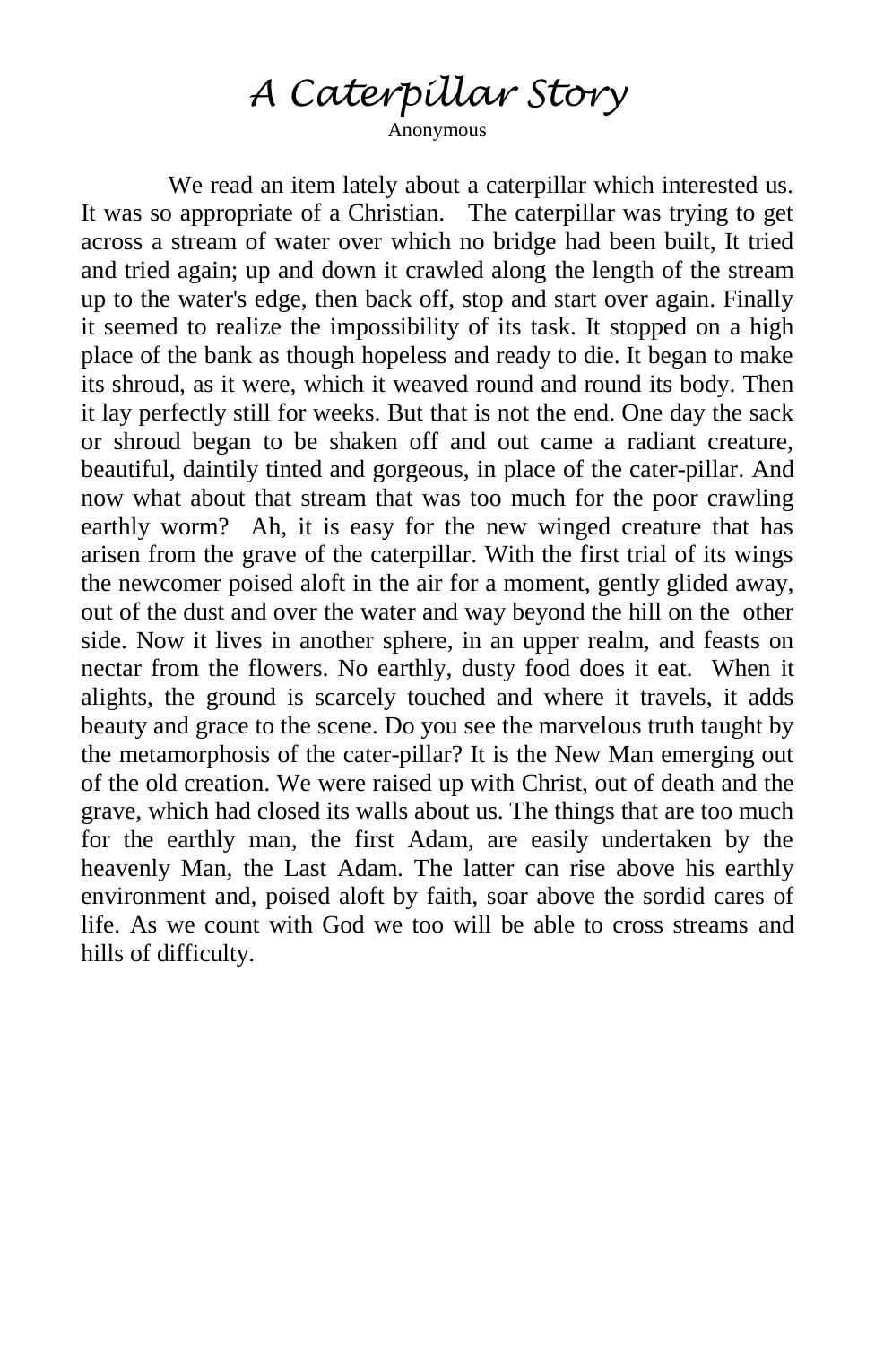# A Caterpillar Story

Anonymous

We read an item lately about a caterpillar which interested us. It was so appropriate of a Christian. The caterpillar was trying to get across a stream of water over which no bridge had been built, It tried and tried again; up and down it crawled along the length of the stream up to the water's edge, then back off, stop and start over again. Finally it seemed to realize the impossibility of its task. It stopped on a high place of the bank as though hopeless and ready to die. It began to make its shroud, as it were, which it weaved round and round its body. Then it lay perfectly still for weeks. But that is not the end. One day the sack or shroud began to be shaken off and out came a radiant creature, beautiful, daintily tinted and gorgeous, in place of the cater-pillar. And now what about that stream that was too much for the poor crawling earthly worm? Ah, it is easy for the new winged creature that has arisen from the grave of the caterpillar. With the first trial of its wings the newcomer poised aloft in the air for a moment, gently glided away, out of the dust and over the water and way beyond the hill on the other side. Now it lives in another sphere, in an upper realm, and feasts on nectar from the flowers. No earthly, dusty food does it eat. When it alights, the ground is scarcely touched and where it travels, it adds beauty and grace to the scene. Do you see the marvelous truth taught by the metamorphosis of the cater-pillar? It is the New Man emerging out of the old creation. We were raised up with Christ, out of death and the grave, which had closed its walls about us. The things that are too much for the earthly man, the first Adam, are easily undertaken by the heavenly Man, the Last Adam. The latter can rise above his earthly environment and, poised aloft by faith, soar above the sordid cares of life. As we count with God we too will be able to cross streams and hills of difficulty.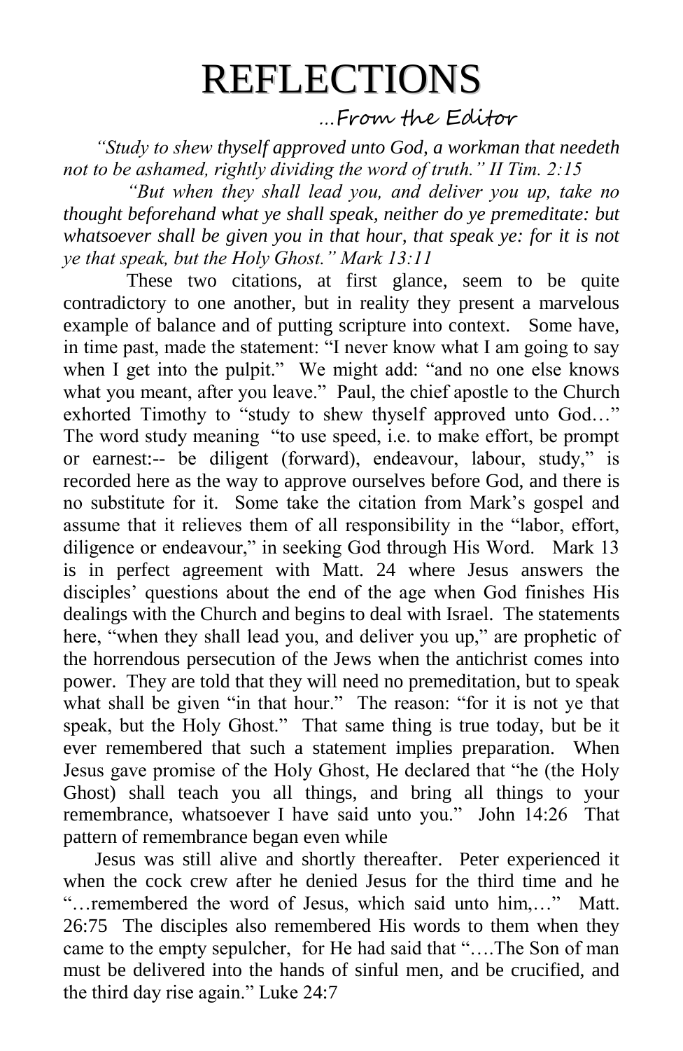# REFLECTIONS

...From the Editor

*"Study to shew thyself approved unto God, a workman that needeth not to be ashamed, rightly dividing the word of truth." II Tim. 2:15*

*"But when they shall lead you, and deliver you up, take no thought beforehand what ye shall speak, neither do ye premeditate: but whatsoever shall be given you in that hour, that speak ye: for it is not ye that speak, but the Holy Ghost." Mark 13:11*

These two citations, at first glance, seem to be quite contradictory to one another, but in reality they present a marvelous example of balance and of putting scripture into context. Some have, in time past, made the statement: "I never know what I am going to say when I get into the pulpit." We might add: "and no one else knows what you meant, after you leave." Paul, the chief apostle to the Church exhorted Timothy to "study to shew thyself approved unto God…" The word study meaning "to use speed, i.e. to make effort, be prompt or earnest:-- be diligent (forward), endeavour, labour, study," is recorded here as the way to approve ourselves before God, and there is no substitute for it. Some take the citation from Mark's gospel and assume that it relieves them of all responsibility in the "labor, effort, diligence or endeavour," in seeking God through His Word. Mark 13 is in perfect agreement with Matt. 24 where Jesus answers the disciples' questions about the end of the age when God finishes His dealings with the Church and begins to deal with Israel. The statements here, "when they shall lead you, and deliver you up," are prophetic of the horrendous persecution of the Jews when the antichrist comes into power. They are told that they will need no premeditation, but to speak what shall be given "in that hour." The reason: "for it is not ye that speak, but the Holy Ghost." That same thing is true today, but be it ever remembered that such a statement implies preparation. When Jesus gave promise of the Holy Ghost, He declared that "he (the Holy Ghost) shall teach you all things, and bring all things to your remembrance, whatsoever I have said unto you." John 14:26 That pattern of remembrance began even while

Jesus was still alive and shortly thereafter. Peter experienced it when the cock crew after he denied Jesus for the third time and he "…remembered the word of Jesus, which said unto him,…" Matt. 26:75 The disciples also remembered His words to them when they came to the empty sepulcher, for He had said that "….The Son of man must be delivered into the hands of sinful men, and be crucified, and the third day rise again." Luke 24:7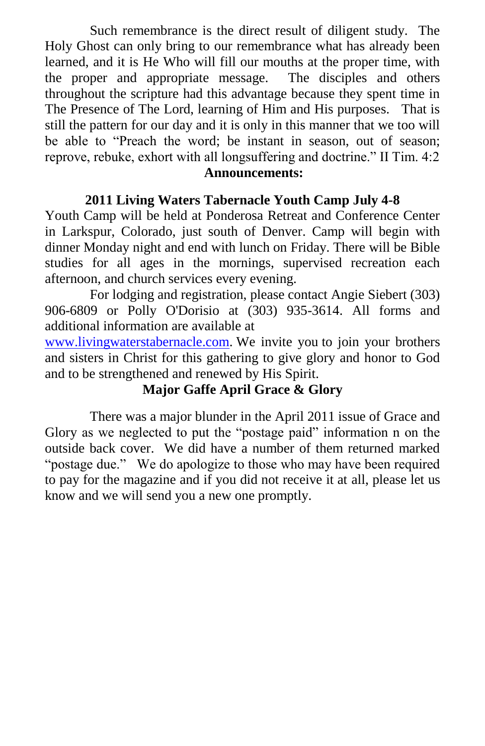Such remembrance is the direct result of diligent study. The Holy Ghost can only bring to our remembrance what has already been learned, and it is He Who will fill our mouths at the proper time, with the proper and appropriate message. The disciples and others throughout the scripture had this advantage because they spent time in The Presence of The Lord, learning of Him and His purposes. That is still the pattern for our day and it is only in this manner that we too will be able to "Preach the word; be instant in season, out of season; reprove, rebuke, exhort with all longsuffering and doctrine." II Tim. 4:2

## Announcements:

### 2011 Living Waters Tabernacle Youth Camp July 4-8

Youth Camp will be held at Ponderosa Retreat and Conference Center in Larkspur, Colorado, just south of Denver. Camp will begin with dinner Monday night and end with lunch on Friday. There will be Bible studies for all ages in the mornings, supervised recreation each afternoon, and church services every evening.

For lodging and registration, please contact Angie Siebert (303) 906-6809 or Polly O'Dorisio at (303) 935-3614. All forms and additional information are available at www.livingwaterstabernacle.com. We invite you to join your brothers and sisters in Christ for this gathering to give glory and honor to God and to be strengthened and renewed by His Spirit.

### Major Gaffe April Grace & Glory

There was a major blunder in the April 2011 issue of Grace and Glory as we neglected to put the "postage paid" information n on the outside back cover. We did have a number of them returned marked "postage due." We do apologize to those who may have been required to pay for the magazine and if you did not receive it at all, please let us know and we will send you a new one promptly.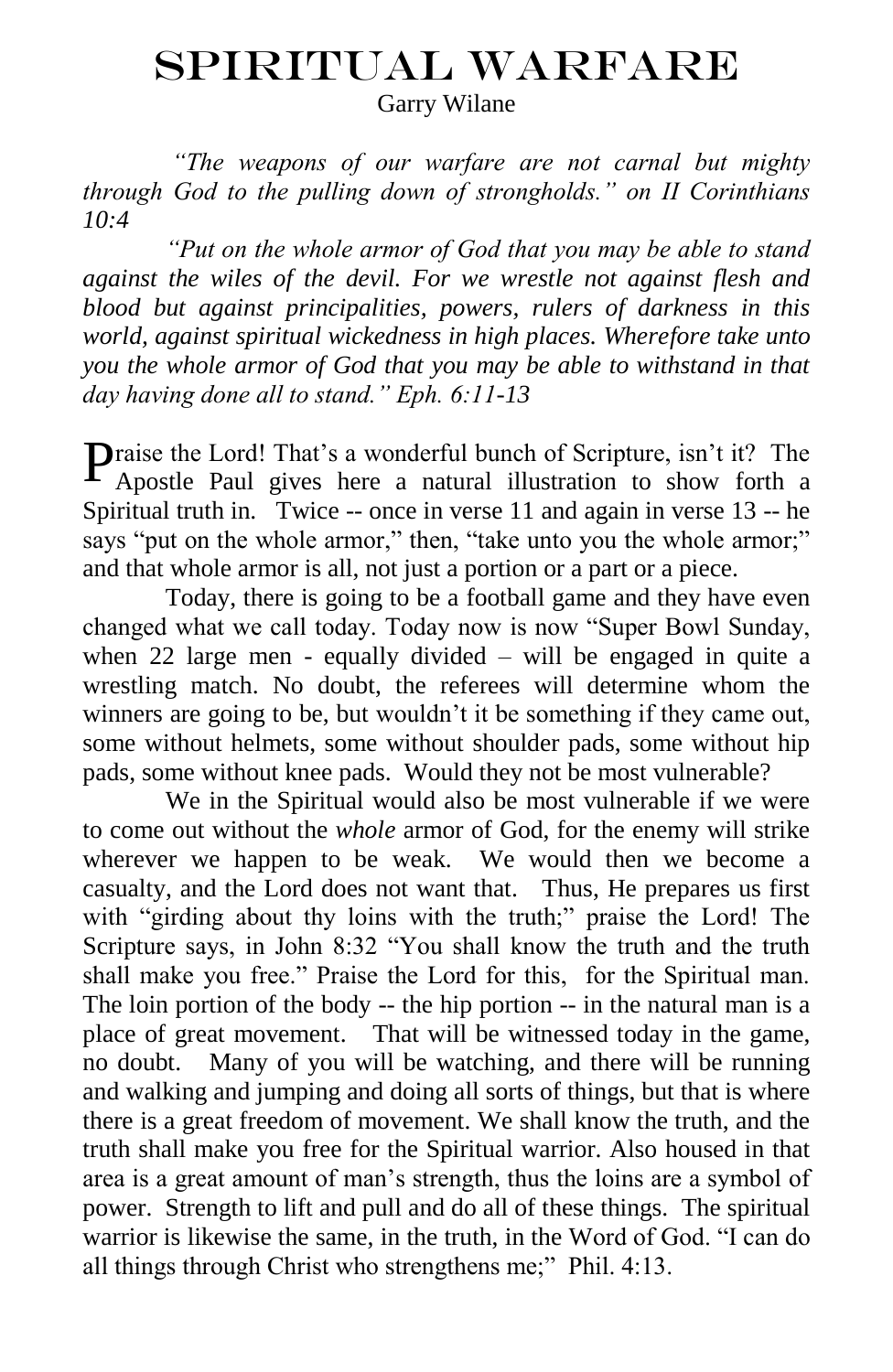# SPIRITUAL WARFARE

Garry Wilane

*"The weapons of our warfare are not carnal but mighty through God to the pulling down of strongholds." on II Corinthians 10:4*

*"Put on the whole armor of God that you may be able to stand against the wiles of the devil. For we wrestle not against flesh and blood but against principalities, powers, rulers of darkness in this world, against spiritual wickedness in high places. Wherefore take unto you the whole armor of God that you may be able to withstand in that day having done all to stand." Eph. 6:11-13*

Praise the Lord! That's a wonderful bunch of Scripture, isn't it? The Apostle Paul gives here a natural illustration to show forth a Spiritual truth in. Twice -- once in verse 11 and again in verse 13 -- he says "put on the whole armor," then, "take unto you the whole armor;" and that whole armor is all, not just a portion or a part or a piece.

Today, there is going to be a football game and they have even changed what we call today. Today now is now "Super Bowl Sunday, when 22 large men - equally divided – will be engaged in quite a wrestling match. No doubt, the referees will determine whom the winners are going to be, but wouldn't it be something if they came out, some without helmets, some without shoulder pads, some without hip pads, some without knee pads. Would they not be most vulnerable?

We in the Spiritual would also be most vulnerable if we were to come out without the *whole* armor of God, for the enemy will strike wherever we happen to be weak. We would then we become a casualty, and the Lord does not want that. Thus, He prepares us first with "girding about thy loins with the truth;" praise the Lord! The Scripture says, in John 8:32 "You shall know the truth and the truth shall make you free." Praise the Lord for this, for the Spiritual man. The loin portion of the body -- the hip portion -- in the natural man is a place of great movement. That will be witnessed today in the game, no doubt. Many of you will be watching, and there will be running and walking and jumping and doing all sorts of things, but that is where there is a great freedom of movement. We shall know the truth, and the truth shall make you free for the Spiritual warrior. Also housed in that area is a great amount of man's strength, thus the loins are a symbol of power. Strength to lift and pull and do all of these things. The spiritual warrior is likewise the same, in the truth, in the Word of God. "I can do all things through Christ who strengthens me;" Phil. 4:13.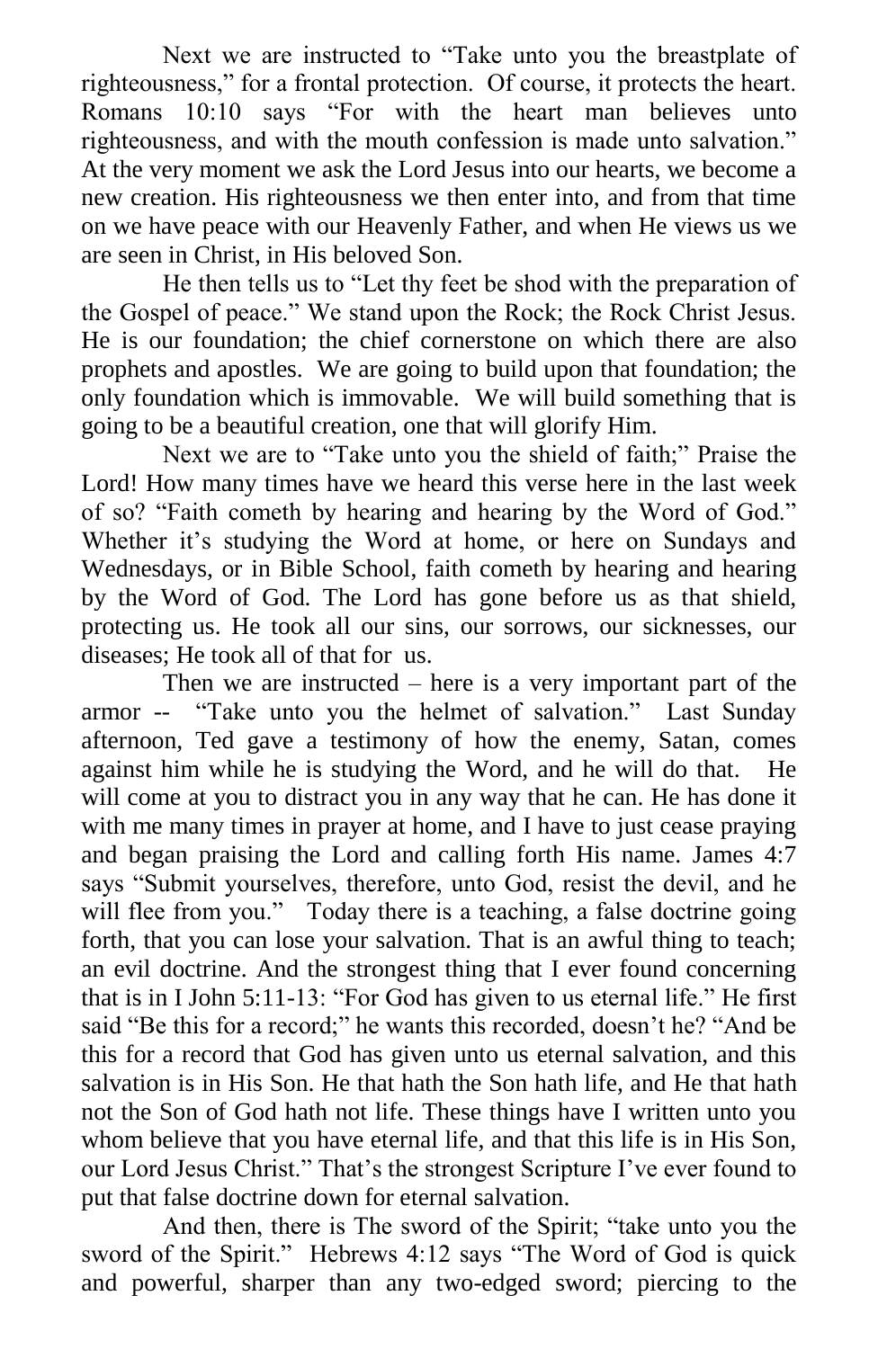Next we are instructed to "Take unto you the breastplate of righteousness," for a frontal protection. Of course, it protects the heart. Romans 10:10 says "For with the heart man believes unto righteousness, and with the mouth confession is made unto salvation." At the very moment we ask the Lord Jesus into our hearts, we become a new creation. His righteousness we then enter into, and from that time on we have peace with our Heavenly Father, and when He views us we are seen in Christ, in His beloved Son.

He then tells us to "Let thy feet be shod with the preparation of the Gospel of peace." We stand upon the Rock; the Rock Christ Jesus. He is our foundation; the chief cornerstone on which there are also prophets and apostles. We are going to build upon that foundation; the only foundation which is immovable. We will build something that is going to be a beautiful creation, one that will glorify Him.

Next we are to "Take unto you the shield of faith;" Praise the Lord! How many times have we heard this verse here in the last week of so? "Faith cometh by hearing and hearing by the Word of God." Whether it's studying the Word at home, or here on Sundays and Wednesdays, or in Bible School, faith cometh by hearing and hearing by the Word of God. The Lord has gone before us as that shield, protecting us. He took all our sins, our sorrows, our sicknesses, our diseases; He took all of that for us.

Then we are instructed – here is a very important part of the armor -- "Take unto you the helmet of salvation." Last Sunday afternoon, Ted gave a testimony of how the enemy, Satan, comes against him while he is studying the Word, and he will do that. He will come at you to distract you in any way that he can. He has done it with me many times in prayer at home, and I have to just cease praying and began praising the Lord and calling forth His name. James 4:7 says "Submit yourselves, therefore, unto God, resist the devil, and he will flee from you." Today there is a teaching, a false doctrine going forth, that you can lose your salvation. That is an awful thing to teach; an evil doctrine. And the strongest thing that I ever found concerning that is in I John 5:11-13: "For God has given to us eternal life." He first said "Be this for a record;" he wants this recorded, doesn't he? "And be this for a record that God has given unto us eternal salvation, and this salvation is in His Son. He that hath the Son hath life, and He that hath not the Son of God hath not life. These things have I written unto you whom believe that you have eternal life, and that this life is in His Son, our Lord Jesus Christ." That's the strongest Scripture I've ever found to put that false doctrine down for eternal salvation.

And then, there is The sword of the Spirit; "take unto you the sword of the Spirit." Hebrews 4:12 says "The Word of God is quick and powerful, sharper than any two-edged sword; piercing to the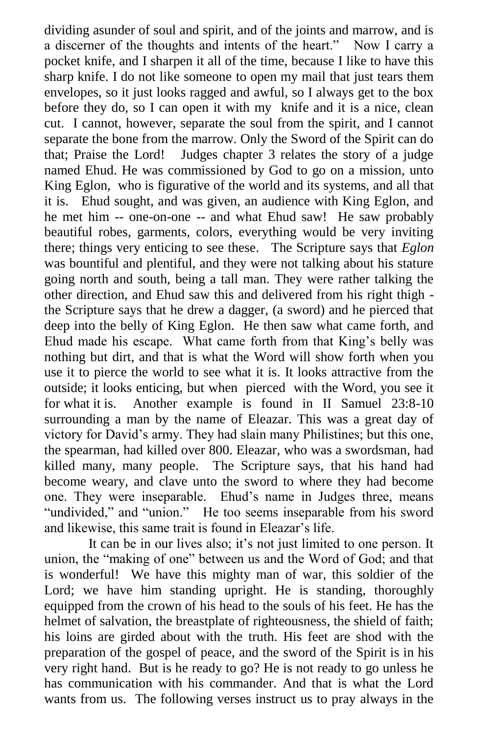dividing asunder of soul and spirit, and of the joints and marrow, and is a discerner of the thoughts and intents of the heart." Now I carry a pocket knife, and I sharpen it all of the time, because I like to have this sharp knife. I do not like someone to open my mail that just tears them envelopes, so it just looks ragged and awful, so I always get to the box before they do, so I can open it with my knife and it is a nice, clean cut. I cannot, however, separate the soul from the spirit, and I cannot separate the bone from the marrow. Only the Sword of the Spirit can do that; Praise the Lord! Judges chapter 3 relates the story of a judge named Ehud. He was commissioned by God to go on a mission, unto King Eglon, who is figurative of the world and its systems, and all that it is. Ehud sought, and was given, an audience with King Eglon, and he met him -- one-on-one -- and what Ehud saw! He saw probably beautiful robes, garments, colors, everything would be very inviting there; things very enticing to see these. The Scripture says that *Eglon* was bountiful and plentiful, and they were not talking about his stature going north and south, being a tall man. They were rather talking the other direction, and Ehud saw this and delivered from his right thigh - the Scripture says that he drew a dagger, (a sword) and he pierced that deep into the belly of King Eglon. He then saw what came forth, and Ehud made his escape. What came forth from that King's belly was nothing but dirt, and that is what the Word will show forth when you use it to pierce the world to see what it is. It looks attractive from the outside; it looks enticing, but when pierced with the Word, you see it for what it is. Another example is found in II Samuel 23:8-10 surrounding a man by the name of Eleazar. This was a great day of victory for David's army. They had slain many Philistines; but this one, the spearman, had killed over 800. Eleazar, who was a swordsman, had killed many, many people. The Scripture says, that his hand had become weary, and clave unto the sword to where they had become one. They were inseparable. Ehud's name in Judges three, means "undivided," and "union." He too seems inseparable from his sword and likewise, this same trait is found in Eleazar's life.

It can be in our lives also; it's not just limited to one person. It union, the "making of one" between us and the Word of God; and that is wonderful! We have this mighty man of war, this soldier of the Lord; we have him standing upright. He is standing, thoroughly equipped from the crown of his head to the souls of his feet. He has the helmet of salvation, the breastplate of righteousness, the shield of faith; his loins are girded about with the truth. His feet are shod with the preparation of the gospel of peace, and the sword of the Spirit is in his very right hand. But is he ready to go? He is not ready to go unless he has communication with his commander. And that is what the Lord wants from us. The following verses instruct us to pray always in the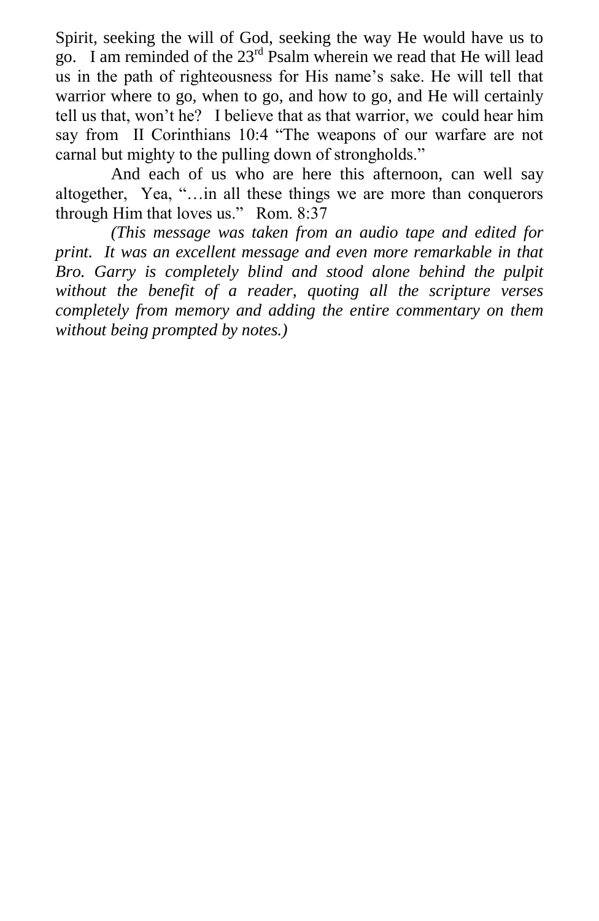Spirit, seeking the will of God, seeking the way He would have us to go. I am reminded of the 23rd Psalm wherein we read that He will lead us in the path of righteousness for His name's sake. He will tell that warrior where to go, when to go, and how to go, and He will certainly tell us that, won't he? I believe that as that warrior, we could hear him say from II Corinthians 10:4 "The weapons of our warfare are not carnal but mighty to the pulling down of strongholds."

And each of us who are here this afternoon, can well say altogether, Yea, "…in all these things we are more than conquerors through Him that loves us." Rom. 8:37

*(This message was taken from an audio tape and edited for print. It was an excellent message and even more remarkable in that Bro. Garry is completely blind and stood alone behind the pulpit without the benefit of a reader, quoting all the scripture verses completely from memory and adding the entire commentary on them without being prompted by notes.)*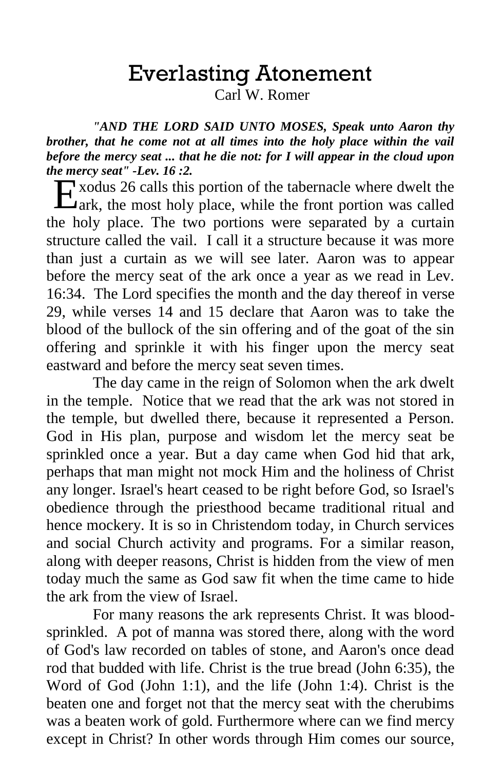# Everlasting Atonement

Carl W. Romer

***"AND THE LORD SAID UNTO MOSES, Speak unto Aaron thy brother, that he come not at all times into the holy place within the vail before the mercy seat ... that he die not: for I will appear in the cloud upon the mercy seat" -Lev. 16 :2.***

Exodus 26 calls this portion of the tabernacle where dwelt the ark, the most holy place, while the front portion was called the holy place. The two portions were separated by a curtain structure called the vail. I call it a structure because it was more than just a curtain as we will see later. Aaron was to appear before the mercy seat of the ark once a year as we read in Lev. 16:34. The Lord specifies the month and the day thereof in verse 29, while verses 14 and 15 declare that Aaron was to take the blood of the bullock of the sin offering and of the goat of the sin offering and sprinkle it with his finger upon the mercy seat eastward and before the mercy seat seven times.

The day came in the reign of Solomon when the ark dwelt in the temple. Notice that we read that the ark was not stored in the temple, but dwelled there, because it represented a Person. God in His plan, purpose and wisdom let the mercy seat be sprinkled once a year. But a day came when God hid that ark, perhaps that man might not mock Him and the holiness of Christ any longer. Israel's heart ceased to be right before God, so Israel's obedience through the priesthood became traditional ritual and hence mockery. It is so in Christendom today, in Church services and social Church activity and programs. For a similar reason, along with deeper reasons, Christ is hidden from the view of men today much the same as God saw fit when the time came to hide the ark from the view of Israel.

For many reasons the ark represents Christ. It was blood-sprinkled. A pot of manna was stored there, along with the word of God's law recorded on tables of stone, and Aaron's once dead rod that budded with life. Christ is the true bread (John 6:35), the Word of God (John 1:1), and the life (John 1:4). Christ is the beaten one and forget not that the mercy seat with the cherubims was a beaten work of gold. Furthermore where can we find mercy except in Christ? In other words through Him comes our source,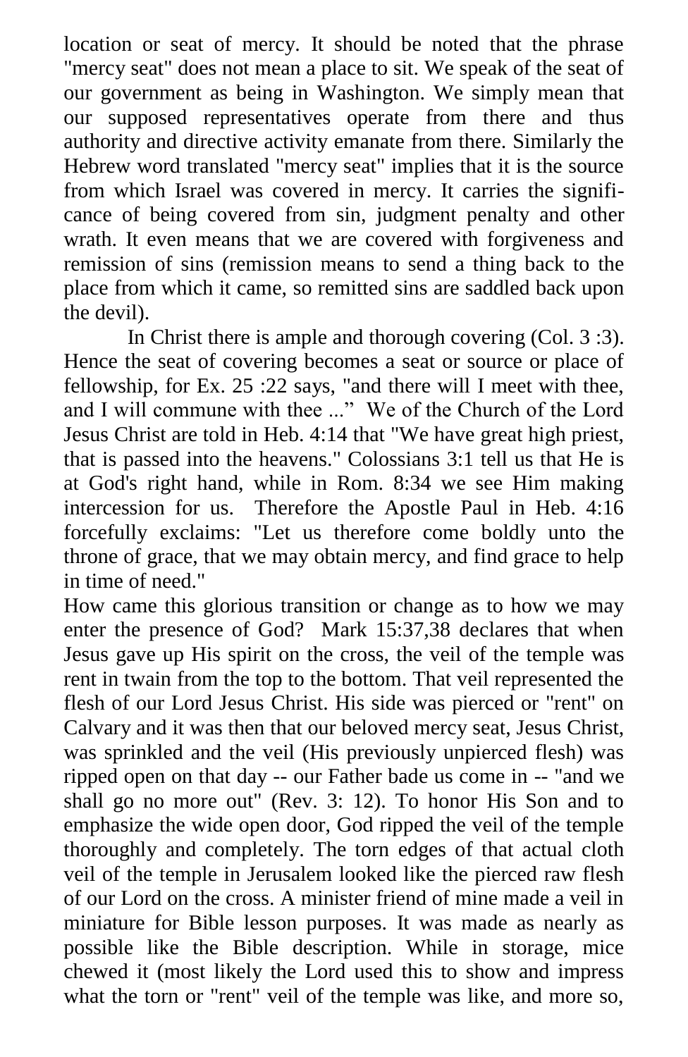location or seat of mercy. It should be noted that the phrase "mercy seat" does not mean a place to sit. We speak of the seat of our government as being in Washington. We simply mean that our supposed representatives operate from there and thus authority and directive activity emanate from there. Similarly the Hebrew word translated "mercy seat" implies that it is the source from which Israel was covered in mercy. It carries the significance of being covered from sin, judgment penalty and other wrath. It even means that we are covered with forgiveness and remission of sins (remission means to send a thing back to the place from which it came, so remitted sins are saddled back upon the devil).

In Christ there is ample and thorough covering (Col. 3 :3). Hence the seat of covering becomes a seat or source or place of fellowship, for Ex. 25 :22 says, "and there will I meet with thee, and I will commune with thee ..." We of the Church of the Lord Jesus Christ are told in Heb. 4:14 that "We have great high priest, that is passed into the heavens." Colossians 3:1 tell us that He is at God's right hand, while in Rom. 8:34 we see Him making intercession for us. Therefore the Apostle Paul in Heb. 4:16 forcefully exclaims: "Let us therefore come boldly unto the throne of grace, that we may obtain mercy, and find grace to help in time of need."

How came this glorious transition or change as to how we may enter the presence of God? Mark 15:37,38 declares that when Jesus gave up His spirit on the cross, the veil of the temple was rent in twain from the top to the bottom. That veil represented the flesh of our Lord Jesus Christ. His side was pierced or "rent" on Calvary and it was then that our beloved mercy seat, Jesus Christ, was sprinkled and the veil (His previously unpierced flesh) was ripped open on that day -- our Father bade us come in -- "and we shall go no more out" (Rev. 3: 12). To honor His Son and to emphasize the wide open door, God ripped the veil of the temple thoroughly and completely. The torn edges of that actual cloth veil of the temple in Jerusalem looked like the pierced raw flesh of our Lord on the cross. A minister friend of mine made a veil in miniature for Bible lesson purposes. It was made as nearly as possible like the Bible description. While in storage, mice chewed it (most likely the Lord used this to show and impress what the torn or "rent" veil of the temple was like, and more so,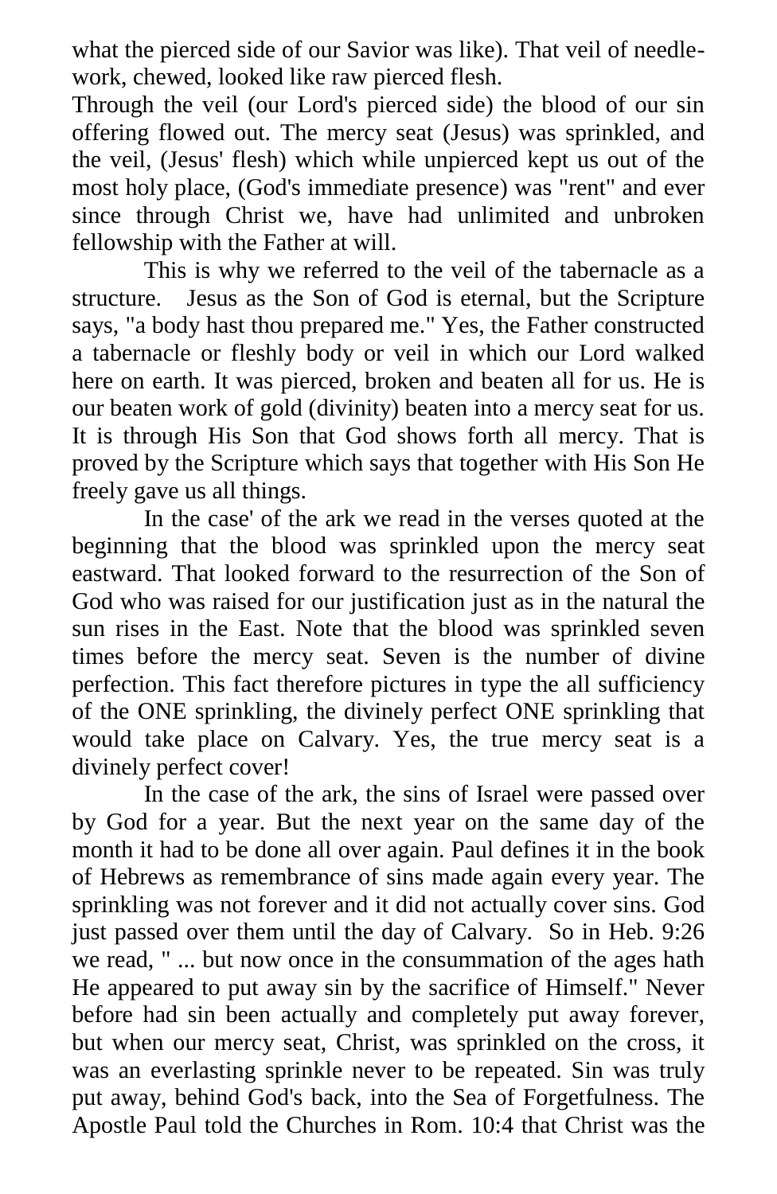what the pierced side of our Savior was like). That veil of needle-work, chewed, looked like raw pierced flesh.

Through the veil (our Lord's pierced side) the blood of our sin offering flowed out. The mercy seat (Jesus) was sprinkled, and the veil, (Jesus' flesh) which while unpierced kept us out of the most holy place, (God's immediate presence) was "rent" and ever since through Christ we, have had unlimited and unbroken fellowship with the Father at will.

This is why we referred to the veil of the tabernacle as a structure. Jesus as the Son of God is eternal, but the Scripture says, "a body hast thou prepared me." Yes, the Father constructed a tabernacle or fleshly body or veil in which our Lord walked here on earth. It was pierced, broken and beaten all for us. He is our beaten work of gold (divinity) beaten into a mercy seat for us. It is through His Son that God shows forth all mercy. That is proved by the Scripture which says that together with His Son He freely gave us all things.

In the case' of the ark we read in the verses quoted at the beginning that the blood was sprinkled upon the mercy seat eastward. That looked forward to the resurrection of the Son of God who was raised for our justification just as in the natural the sun rises in the East. Note that the blood was sprinkled seven times before the mercy seat. Seven is the number of divine perfection. This fact therefore pictures in type the all sufficiency of the ONE sprinkling, the divinely perfect ONE sprinkling that would take place on Calvary. Yes, the true mercy seat is a divinely perfect cover!

In the case of the ark, the sins of Israel were passed over by God for a year. But the next year on the same day of the month it had to be done all over again. Paul defines it in the book of Hebrews as remembrance of sins made again every year. The sprinkling was not forever and it did not actually cover sins. God just passed over them until the day of Calvary. So in Heb. 9:26 we read, " ... but now once in the consummation of the ages hath He appeared to put away sin by the sacrifice of Himself." Never before had sin been actually and completely put away forever, but when our mercy seat, Christ, was sprinkled on the cross, it was an everlasting sprinkle never to be repeated. Sin was truly put away, behind God's back, into the Sea of Forgetfulness. The Apostle Paul told the Churches in Rom. 10:4 that Christ was the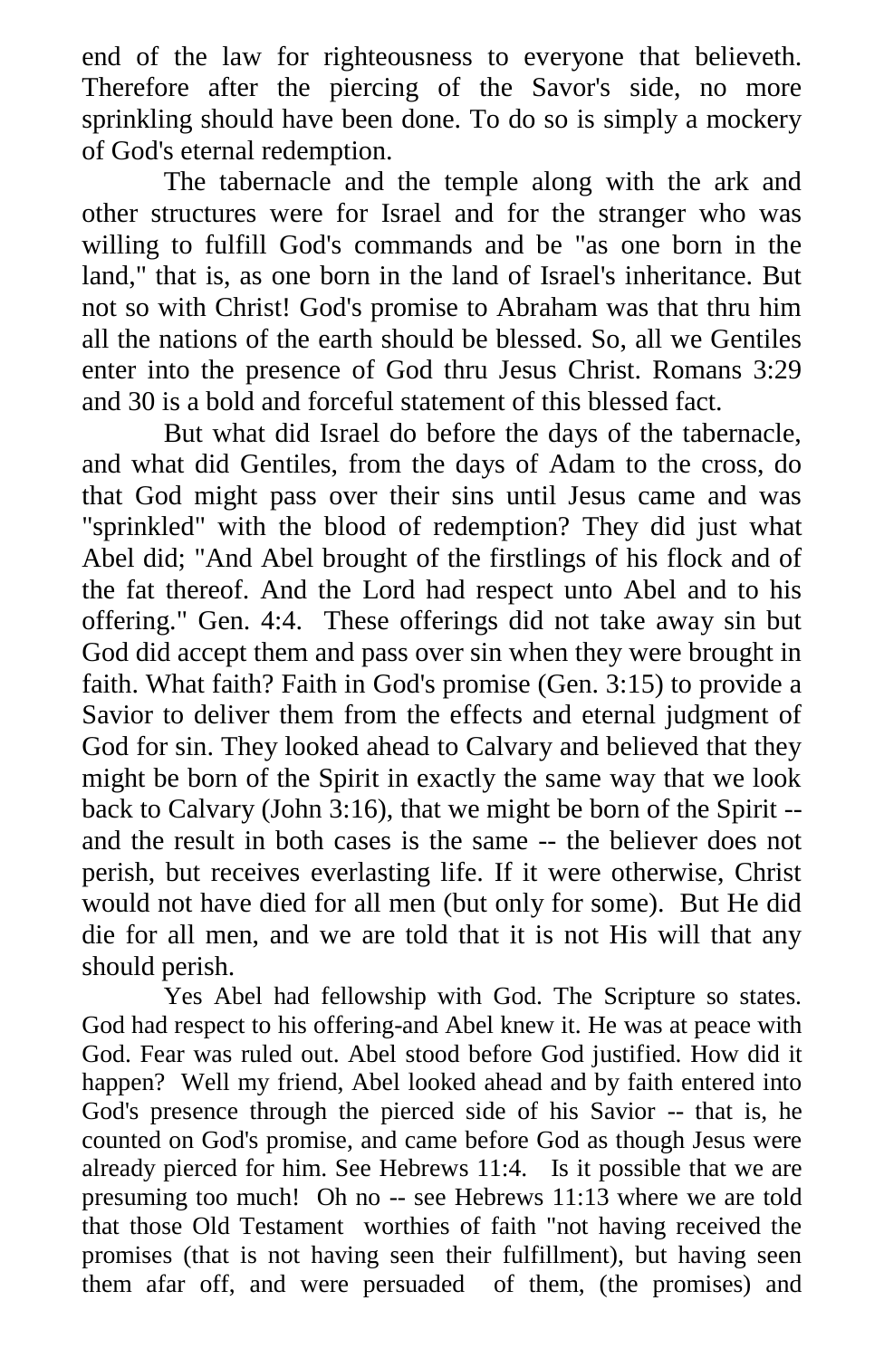end of the law for righteousness to everyone that believeth. Therefore after the piercing of the Savor's side, no more sprinkling should have been done. To do so is simply a mockery of God's eternal redemption.

The tabernacle and the temple along with the ark and other structures were for Israel and for the stranger who was willing to fulfill God's commands and be "as one born in the land," that is, as one born in the land of Israel's inheritance. But not so with Christ! God's promise to Abraham was that thru him all the nations of the earth should be blessed. So, all we Gentiles enter into the presence of God thru Jesus Christ. Romans 3:29 and 30 is a bold and forceful statement of this blessed fact.

But what did Israel do before the days of the tabernacle, and what did Gentiles, from the days of Adam to the cross, do that God might pass over their sins until Jesus came and was "sprinkled" with the blood of redemption? They did just what Abel did; "And Abel brought of the firstlings of his flock and of the fat thereof. And the Lord had respect unto Abel and to his offering." Gen. 4:4. These offerings did not take away sin but God did accept them and pass over sin when they were brought in faith. What faith? Faith in God's promise (Gen. 3:15) to provide a Savior to deliver them from the effects and eternal judgment of God for sin. They looked ahead to Calvary and believed that they might be born of the Spirit in exactly the same way that we look back to Calvary (John 3:16), that we might be born of the Spirit -- and the result in both cases is the same -- the believer does not perish, but receives everlasting life. If it were otherwise, Christ would not have died for all men (but only for some). But He did die for all men, and we are told that it is not His will that any should perish.

Yes Abel had fellowship with God. The Scripture so states. God had respect to his offering-and Abel knew it. He was at peace with God. Fear was ruled out. Abel stood before God justified. How did it happen? Well my friend, Abel looked ahead and by faith entered into God's presence through the pierced side of his Savior -- that is, he counted on God's promise, and came before God as though Jesus were already pierced for him. See Hebrews 11:4. Is it possible that we are presuming too much! Oh no -- see Hebrews 11:13 where we are told that those Old Testament worthies of faith "not having received the promises (that is not having seen their fulfillment), but having seen them afar off, and were persuaded of them, (the promises) and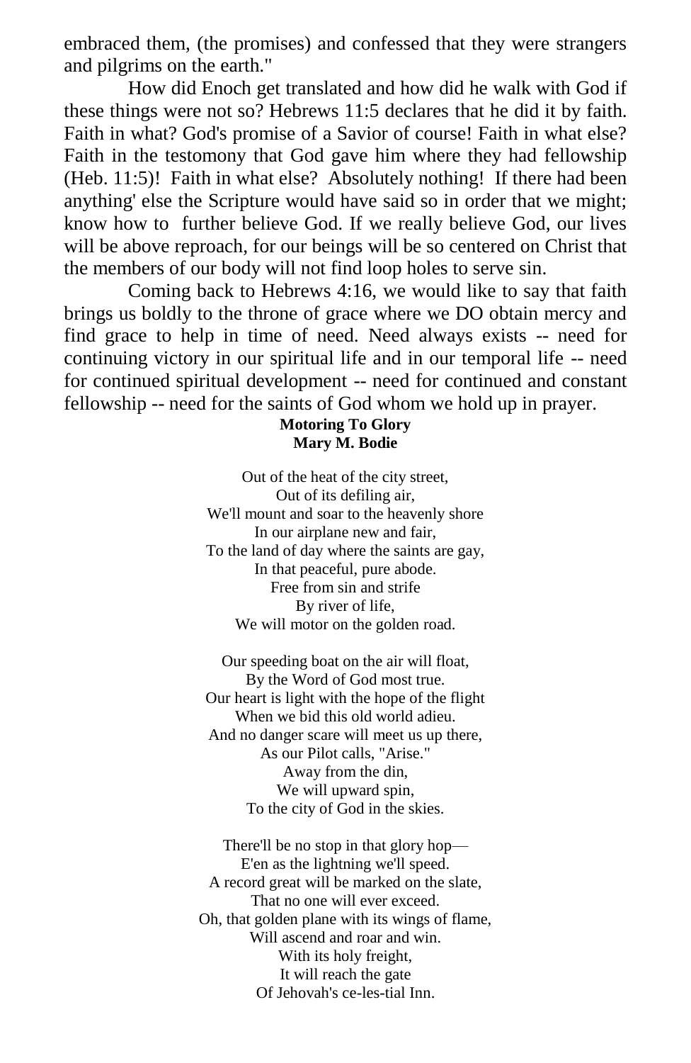embraced them, (the promises) and confessed that they were strangers and pilgrims on the earth."

How did Enoch get translated and how did he walk with God if these things were not so? Hebrews 11:5 declares that he did it by faith. Faith in what? God's promise of a Savior of course! Faith in what else? Faith in the testomony that God gave him where they had fellowship (Heb. 11:5)! Faith in what else? Absolutely nothing! If there had been anything' else the Scripture would have said so in order that we might; know how to further believe God. If we really believe God, our lives will be above reproach, for our beings will be so centered on Christ that the members of our body will not find loop holes to serve sin.

Coming back to Hebrews 4:16, we would like to say that faith brings us boldly to the throne of grace where we DO obtain mercy and find grace to help in time of need. Need always exists -- need for continuing victory in our spiritual life and in our temporal life -- need for continued spiritual development -- need for continued and constant fellowship -- need for the saints of God whom we hold up in prayer.

**Motoring To Glory**
**Mary M. Bodie**

Out of the heat of the city street,
Out of its defiling air,
We'll mount and soar to the heavenly shore
In our airplane new and fair,
To the land of day where the saints are gay,
In that peaceful, pure abode.
Free from sin and strife
By river of life,
We will motor on the golden road.

Our speeding boat on the air will float,
By the Word of God most true.
Our heart is light with the hope of the flight
When we bid this old world adieu.
And no danger scare will meet us up there,
As our Pilot calls, "Arise."
Away from the din,
We will upward spin,
To the city of God in the skies.

There'll be no stop in that glory hop—
E'en as the lightning we'll speed.
A record great will be marked on the slate,
That no one will ever exceed.
Oh, that golden plane with its wings of flame,
Will ascend and roar and win.
With its holy freight,
It will reach the gate
Of Jehovah's ce-les-tial Inn.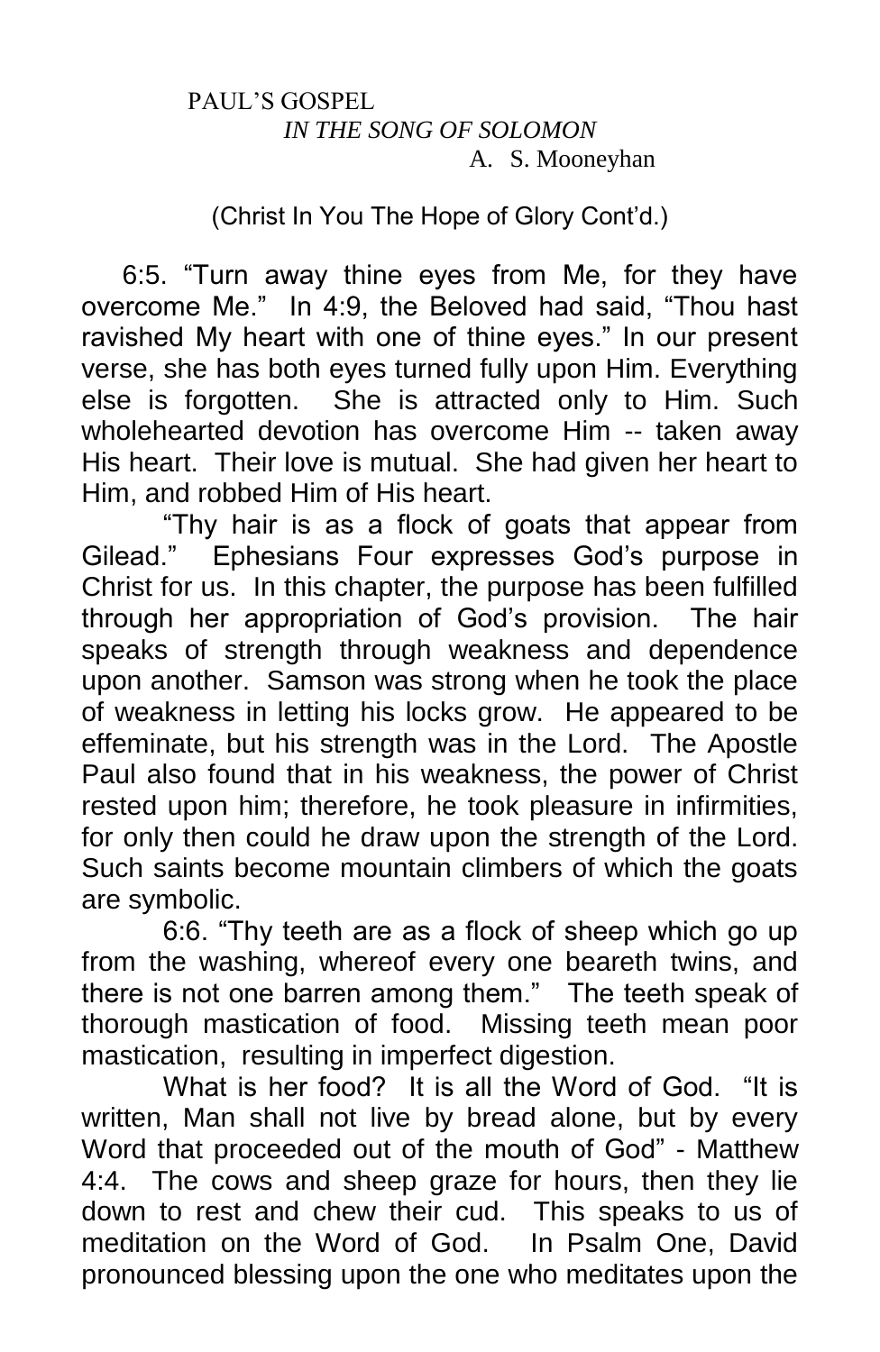PAUL'S GOSPEL
*IN THE SONG OF SOLOMON*
A. S. Mooneyhan

(Christ In You The Hope of Glory Cont'd.)

6:5. "Turn away thine eyes from Me, for they have overcome Me." In 4:9, the Beloved had said, "Thou hast ravished My heart with one of thine eyes." In our present verse, she has both eyes turned fully upon Him. Everything else is forgotten. She is attracted only to Him. Such wholehearted devotion has overcome Him -- taken away His heart. Their love is mutual. She had given her heart to Him, and robbed Him of His heart.

"Thy hair is as a flock of goats that appear from Gilead." Ephesians Four expresses God's purpose in Christ for us. In this chapter, the purpose has been fulfilled through her appropriation of God's provision. The hair speaks of strength through weakness and dependence upon another. Samson was strong when he took the place of weakness in letting his locks grow. He appeared to be effeminate, but his strength was in the Lord. The Apostle Paul also found that in his weakness, the power of Christ rested upon him; therefore, he took pleasure in infirmities, for only then could he draw upon the strength of the Lord. Such saints become mountain climbers of which the goats are symbolic.

6:6. "Thy teeth are as a flock of sheep which go up from the washing, whereof every one beareth twins, and there is not one barren among them." The teeth speak of thorough mastication of food. Missing teeth mean poor mastication, resulting in imperfect digestion.

What is her food? It is all the Word of God. "It is written, Man shall not live by bread alone, but by every Word that proceeded out of the mouth of God" - Matthew 4:4. The cows and sheep graze for hours, then they lie down to rest and chew their cud. This speaks to us of meditation on the Word of God. In Psalm One, David pronounced blessing upon the one who meditates upon the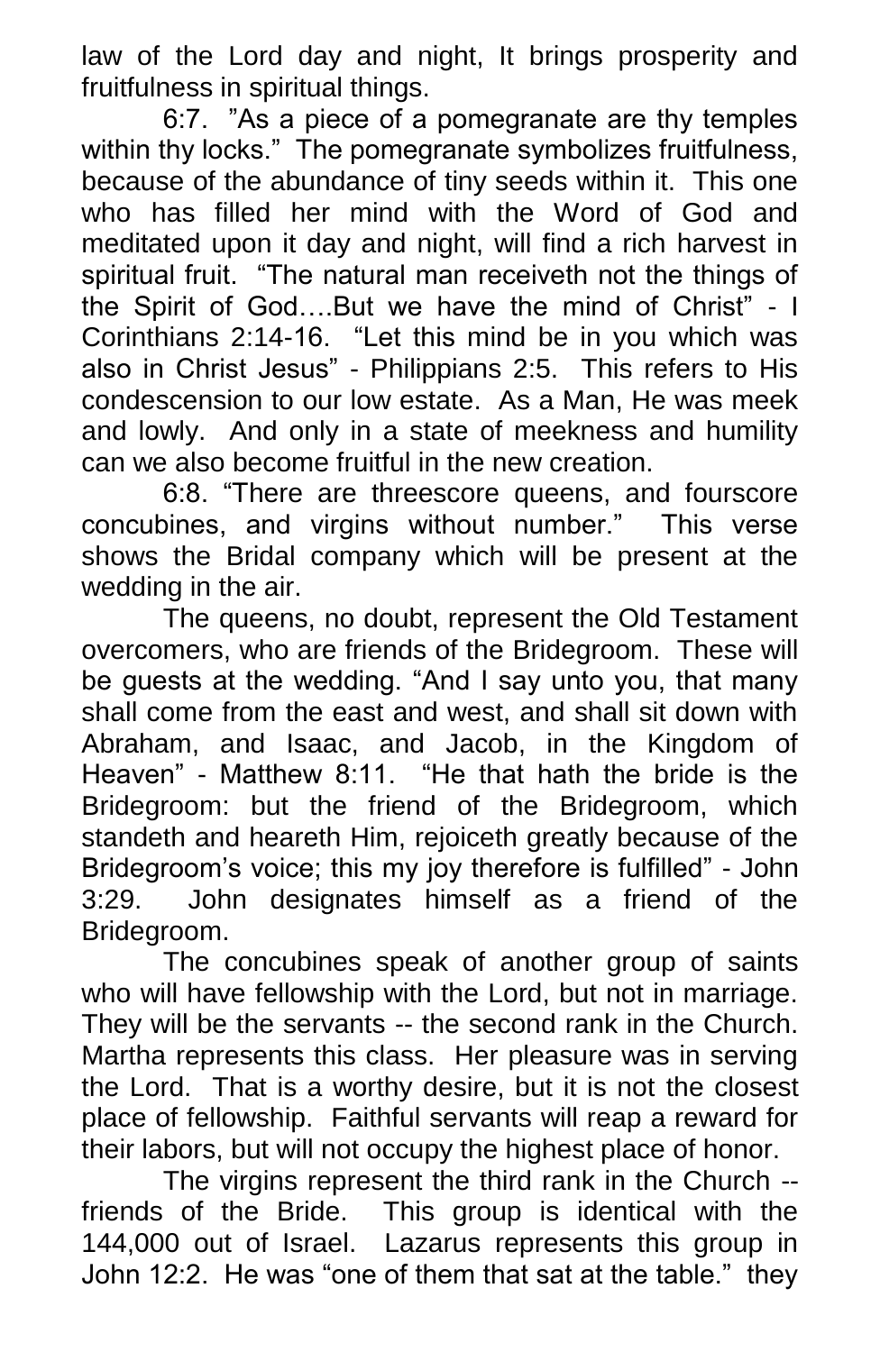law of the Lord day and night, It brings prosperity and fruitfulness in spiritual things.

6:7. "As a piece of a pomegranate are thy temples within thy locks." The pomegranate symbolizes fruitfulness, because of the abundance of tiny seeds within it. This one who has filled her mind with the Word of God and meditated upon it day and night, will find a rich harvest in spiritual fruit. "The natural man receiveth not the things of the Spirit of God….But we have the mind of Christ" - I Corinthians 2:14-16. "Let this mind be in you which was also in Christ Jesus" - Philippians 2:5. This refers to His condescension to our low estate. As a Man, He was meek and lowly. And only in a state of meekness and humility can we also become fruitful in the new creation.

6:8. "There are threescore queens, and fourscore concubines, and virgins without number." This verse shows the Bridal company which will be present at the wedding in the air.

The queens, no doubt, represent the Old Testament overcomers, who are friends of the Bridegroom. These will be guests at the wedding. "And I say unto you, that many shall come from the east and west, and shall sit down with Abraham, and Isaac, and Jacob, in the Kingdom of Heaven" - Matthew 8:11. "He that hath the bride is the Bridegroom: but the friend of the Bridegroom, which standeth and heareth Him, rejoiceth greatly because of the Bridegroom's voice; this my joy therefore is fulfilled" - John 3:29. John designates himself as a friend of the Bridegroom.

The concubines speak of another group of saints who will have fellowship with the Lord, but not in marriage. They will be the servants -- the second rank in the Church. Martha represents this class. Her pleasure was in serving the Lord. That is a worthy desire, but it is not the closest place of fellowship. Faithful servants will reap a reward for their labors, but will not occupy the highest place of honor.

The virgins represent the third rank in the Church -- friends of the Bride. This group is identical with the 144,000 out of Israel. Lazarus represents this group in John 12:2. He was "one of them that sat at the table." they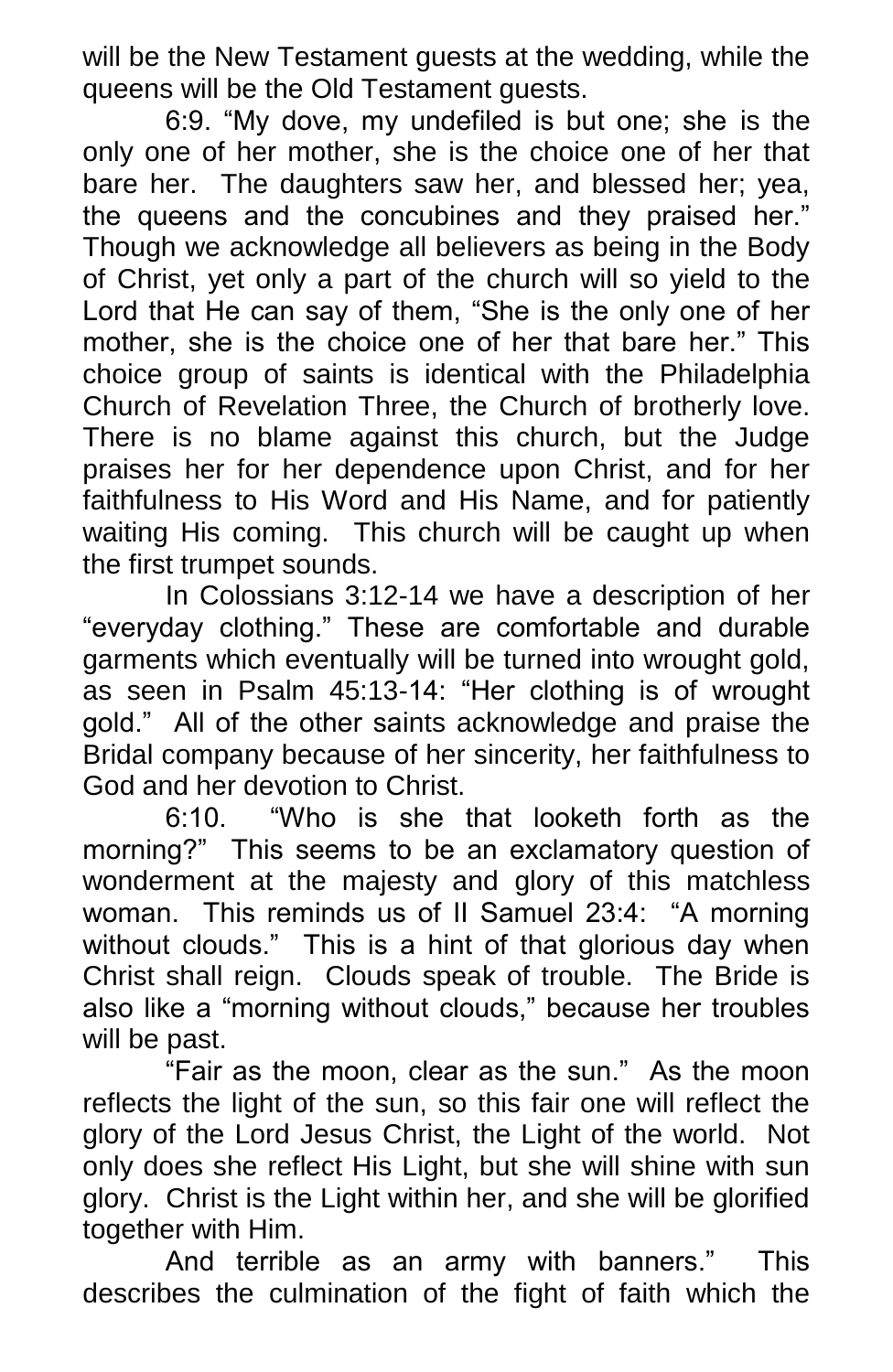will be the New Testament guests at the wedding, while the queens will be the Old Testament guests.

6:9. "My dove, my undefiled is but one; she is the only one of her mother, she is the choice one of her that bare her. The daughters saw her, and blessed her; yea, the queens and the concubines and they praised her." Though we acknowledge all believers as being in the Body of Christ, yet only a part of the church will so yield to the Lord that He can say of them, "She is the only one of her mother, she is the choice one of her that bare her." This choice group of saints is identical with the Philadelphia Church of Revelation Three, the Church of brotherly love. There is no blame against this church, but the Judge praises her for her dependence upon Christ, and for her faithfulness to His Word and His Name, and for patiently waiting His coming. This church will be caught up when the first trumpet sounds.

In Colossians 3:12-14 we have a description of her "everyday clothing." These are comfortable and durable garments which eventually will be turned into wrought gold, as seen in Psalm 45:13-14: "Her clothing is of wrought gold." All of the other saints acknowledge and praise the Bridal company because of her sincerity, her faithfulness to God and her devotion to Christ.

6:10. "Who is she that looketh forth as the morning?" This seems to be an exclamatory question of wonderment at the majesty and glory of this matchless woman. This reminds us of II Samuel 23:4: "A morning without clouds." This is a hint of that glorious day when Christ shall reign. Clouds speak of trouble. The Bride is also like a "morning without clouds," because her troubles will be past.

"Fair as the moon, clear as the sun." As the moon reflects the light of the sun, so this fair one will reflect the glory of the Lord Jesus Christ, the Light of the world. Not only does she reflect His Light, but she will shine with sun glory. Christ is the Light within her, and she will be glorified together with Him.

And terrible as an army with banners." This describes the culmination of the fight of faith which the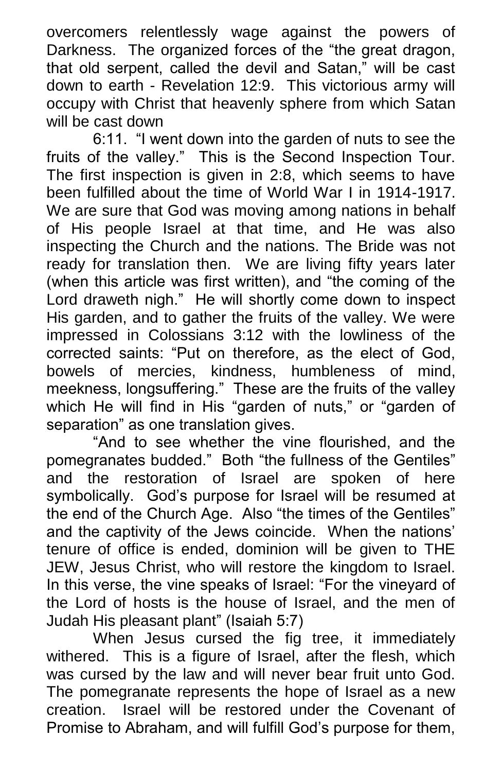overcomers relentlessly wage against the powers of Darkness. The organized forces of the "the great dragon, that old serpent, called the devil and Satan," will be cast down to earth - Revelation 12:9. This victorious army will occupy with Christ that heavenly sphere from which Satan will be cast down

6:11. "I went down into the garden of nuts to see the fruits of the valley." This is the Second Inspection Tour. The first inspection is given in 2:8, which seems to have been fulfilled about the time of World War I in 1914-1917. We are sure that God was moving among nations in behalf of His people Israel at that time, and He was also inspecting the Church and the nations. The Bride was not ready for translation then. We are living fifty years later (when this article was first written), and "the coming of the Lord draweth nigh." He will shortly come down to inspect His garden, and to gather the fruits of the valley. We were impressed in Colossians 3:12 with the lowliness of the corrected saints: "Put on therefore, as the elect of God, bowels of mercies, kindness, humbleness of mind, meekness, longsuffering." These are the fruits of the valley which He will find in His "garden of nuts," or "garden of separation" as one translation gives.

"And to see whether the vine flourished, and the pomegranates budded." Both "the fullness of the Gentiles" and the restoration of Israel are spoken of here symbolically. God's purpose for Israel will be resumed at the end of the Church Age. Also "the times of the Gentiles" and the captivity of the Jews coincide. When the nations' tenure of office is ended, dominion will be given to THE JEW, Jesus Christ, who will restore the kingdom to Israel. In this verse, the vine speaks of Israel: "For the vineyard of the Lord of hosts is the house of Israel, and the men of Judah His pleasant plant" (Isaiah 5:7)

When Jesus cursed the fig tree, it immediately withered. This is a figure of Israel, after the flesh, which was cursed by the law and will never bear fruit unto God. The pomegranate represents the hope of Israel as a new creation. Israel will be restored under the Covenant of Promise to Abraham, and will fulfill God's purpose for them,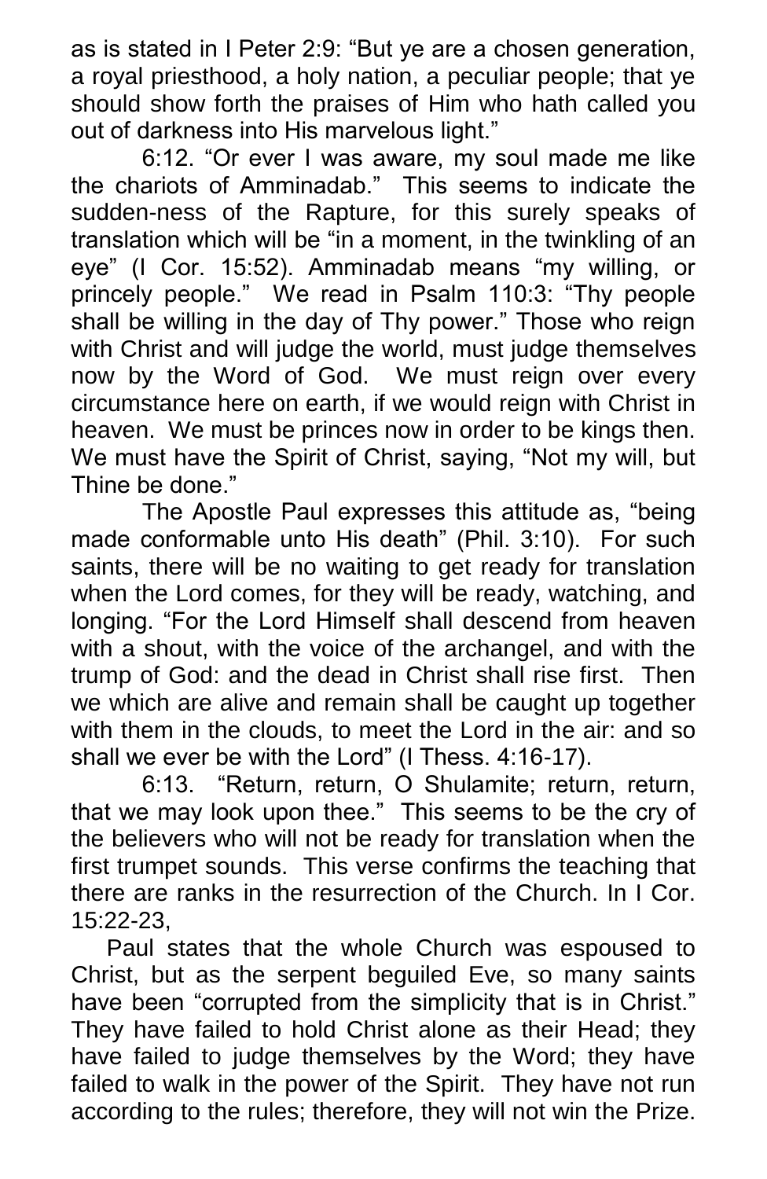as is stated in I Peter 2:9: "But ye are a chosen generation, a royal priesthood, a holy nation, a peculiar people; that ye should show forth the praises of Him who hath called you out of darkness into His marvelous light."

6:12. "Or ever I was aware, my soul made me like the chariots of Amminadab." This seems to indicate the sudden-ness of the Rapture, for this surely speaks of translation which will be "in a moment, in the twinkling of an eye" (I Cor. 15:52). Amminadab means "my willing, or princely people." We read in Psalm 110:3: "Thy people shall be willing in the day of Thy power." Those who reign with Christ and will judge the world, must judge themselves now by the Word of God. We must reign over every circumstance here on earth, if we would reign with Christ in heaven. We must be princes now in order to be kings then. We must have the Spirit of Christ, saying, "Not my will, but Thine be done."

The Apostle Paul expresses this attitude as, "being made conformable unto His death" (Phil. 3:10). For such saints, there will be no waiting to get ready for translation when the Lord comes, for they will be ready, watching, and longing. "For the Lord Himself shall descend from heaven with a shout, with the voice of the archangel, and with the trump of God: and the dead in Christ shall rise first. Then we which are alive and remain shall be caught up together with them in the clouds, to meet the Lord in the air: and so shall we ever be with the Lord" (I Thess. 4:16-17).

6:13. "Return, return, O Shulamite; return, return, that we may look upon thee." This seems to be the cry of the believers who will not be ready for translation when the first trumpet sounds. This verse confirms the teaching that there are ranks in the resurrection of the Church. In I Cor. 15:22-23,

Paul states that the whole Church was espoused to Christ, but as the serpent beguiled Eve, so many saints have been "corrupted from the simplicity that is in Christ." They have failed to hold Christ alone as their Head; they have failed to judge themselves by the Word; they have failed to walk in the power of the Spirit. They have not run according to the rules; therefore, they will not win the Prize.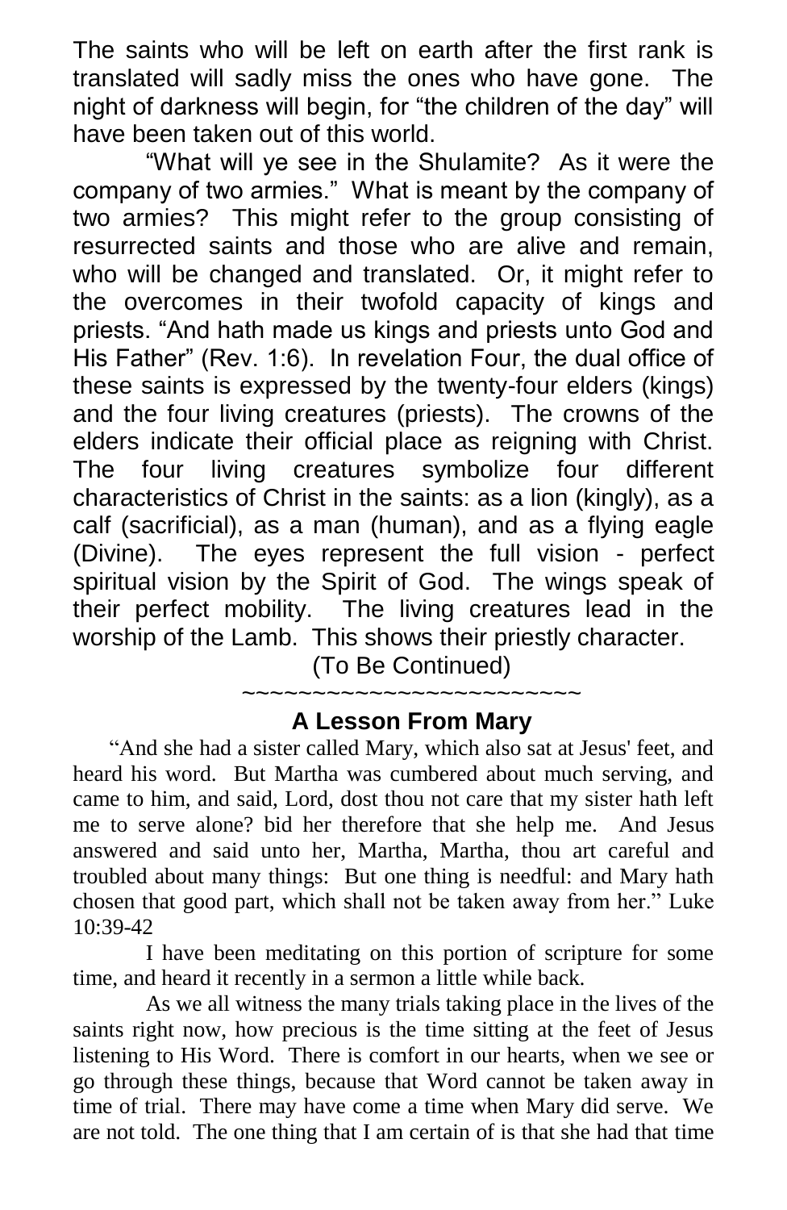The saints who will be left on earth after the first rank is translated will sadly miss the ones who have gone. The night of darkness will begin, for "the children of the day" will have been taken out of this world.

"What will ye see in the Shulamite? As it were the company of two armies." What is meant by the company of two armies? This might refer to the group consisting of resurrected saints and those who are alive and remain, who will be changed and translated. Or, it might refer to the overcomes in their twofold capacity of kings and priests. "And hath made us kings and priests unto God and His Father" (Rev. 1:6). In revelation Four, the dual office of these saints is expressed by the twenty-four elders (kings) and the four living creatures (priests). The crowns of the elders indicate their official place as reigning with Christ. The four living creatures symbolize four different characteristics of Christ in the saints: as a lion (kingly), as a calf (sacrificial), as a man (human), and as a flying eagle (Divine). The eyes represent the full vision - perfect spiritual vision by the Spirit of God. The wings speak of their perfect mobility. The living creatures lead in the worship of the Lamb. This shows their priestly character.

(To Be Continued)

~~~~~~~~~~~~~~~~~~~~~~~~

## A Lesson From Mary

"And she had a sister called Mary, which also sat at Jesus' feet, and heard his word. But Martha was cumbered about much serving, and came to him, and said, Lord, dost thou not care that my sister hath left me to serve alone? bid her therefore that she help me. And Jesus answered and said unto her, Martha, Martha, thou art careful and troubled about many things: But one thing is needful: and Mary hath chosen that good part, which shall not be taken away from her." Luke 10:39-42

I have been meditating on this portion of scripture for some time, and heard it recently in a sermon a little while back.

As we all witness the many trials taking place in the lives of the saints right now, how precious is the time sitting at the feet of Jesus listening to His Word. There is comfort in our hearts, when we see or go through these things, because that Word cannot be taken away in time of trial. There may have come a time when Mary did serve. We are not told. The one thing that I am certain of is that she had that time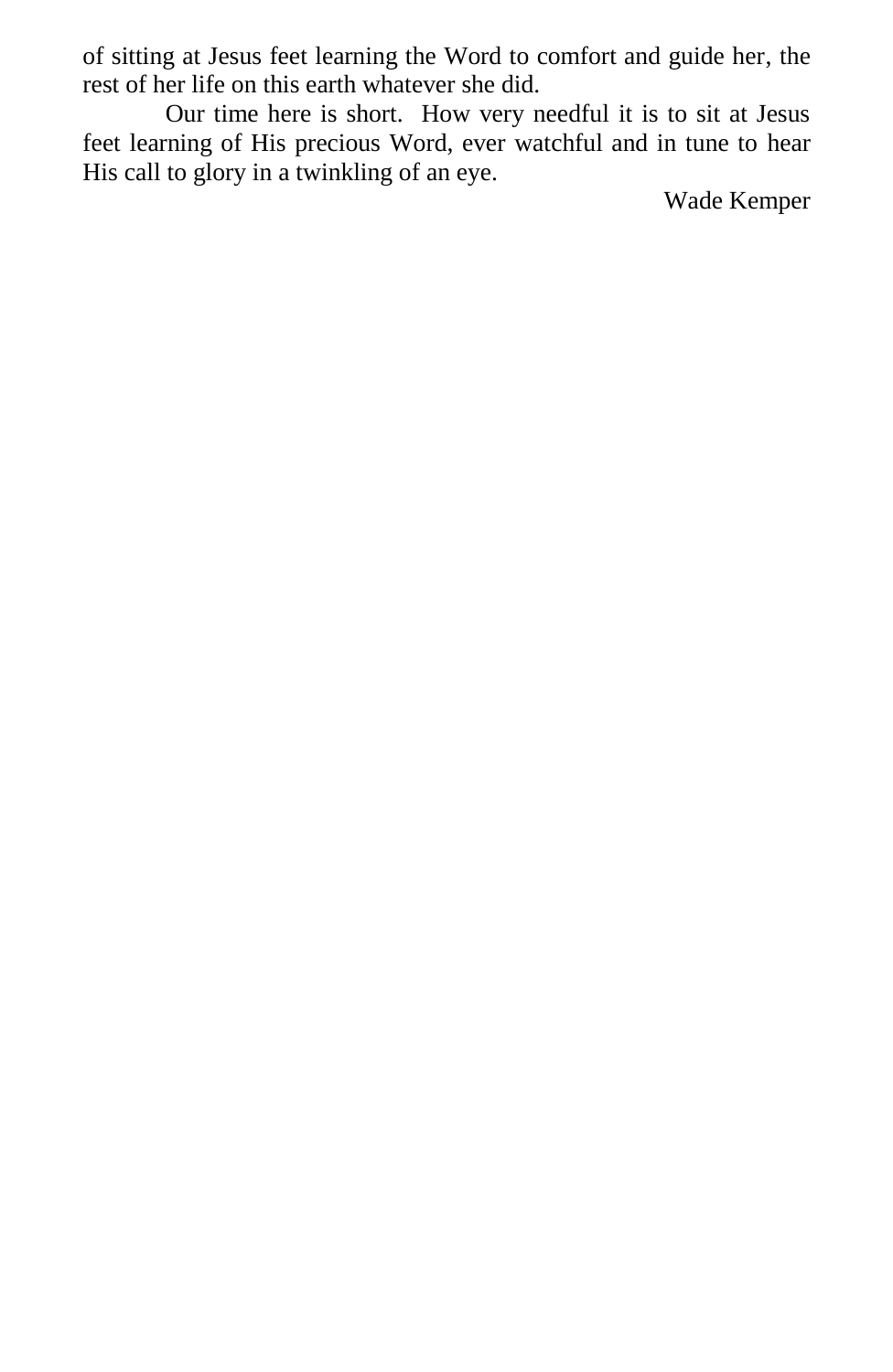of sitting at Jesus feet learning the Word to comfort and guide her, the rest of her life on this earth whatever she did.

Our time here is short. How very needful it is to sit at Jesus feet learning of His precious Word, ever watchful and in tune to hear His call to glory in a twinkling of an eye.

Wade Kemper